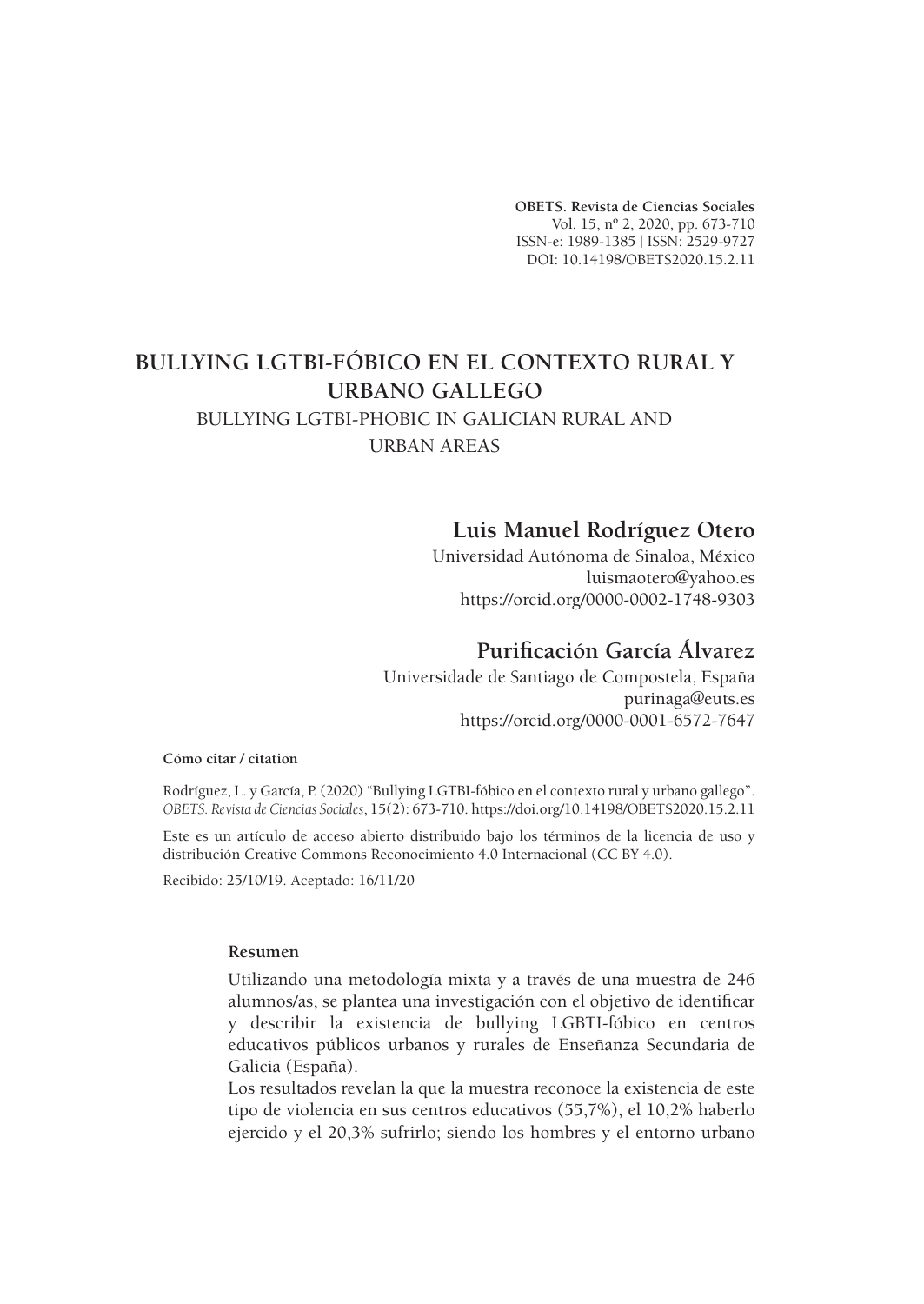**OBETS. Revista de Ciencias Sociales**
Vol. 15, nº 2, 2020, pp. 673-710
ISSN-e: 1989-1385 | ISSN: 2529-9727
DOI: 10.14198/OBETS2020.15.2.11

# BULLYING LGTBI-FÓBICO EN EL CONTEXTO RURAL Y URBANO GALLEGO

## BULLYING LGTBI-PHOBIC IN GALICIAN RURAL AND URBAN AREAS

**Luis Manuel Rodríguez Otero**
Universidad Autónoma de Sinaloa, México
luismaotero@yahoo.es
https://orcid.org/0000-0002-1748-9303

**Purificación García Álvarez**
Universidade de Santiago de Compostela, España
purinaga@euts.es
https://orcid.org/0000-0001-6572-7647

**Cómo citar / citation**

Rodríguez, L. y García, P. (2020) “Bullying LGTBI-fóbico en el contexto rural y urbano gallego”. *OBETS. Revista de Ciencias Sociales*, 15(2): 673-710. https://doi.org/10.14198/OBETS2020.15.2.11

Este es un artículo de acceso abierto distribuido bajo los términos de la licencia de uso y distribución Creative Commons Reconocimiento 4.0 Internacional (CC BY 4.0).

Recibido: 25/10/19. Aceptado: 16/11/20

**Resumen**

Utilizando una metodología mixta y a través de una muestra de 246 alumnos/as, se plantea una investigación con el objetivo de identificar y describir la existencia de bullying LGBTI-fóbico en centros educativos públicos urbanos y rurales de Enseñanza Secundaria de Galicia (España).

Los resultados revelan la que la muestra reconoce la existencia de este tipo de violencia en sus centros educativos (55,7%), el 10,2% haberlo ejercido y el 20,3% sufrirlo; siendo los hombres y el entorno urbano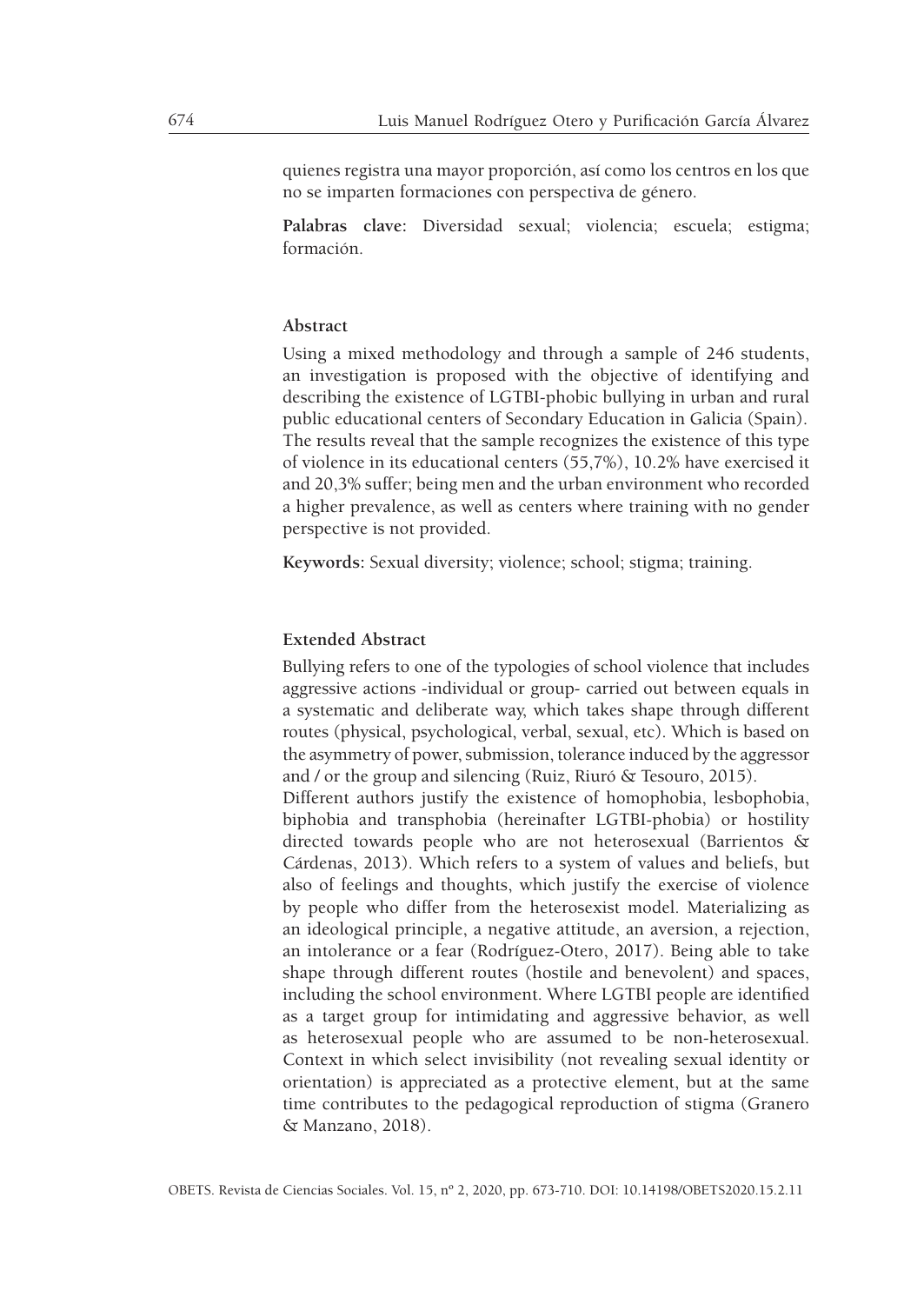quienes registra una mayor proporción, así como los centros en los que no se imparten formaciones con perspectiva de género.

**Palabras clave:** Diversidad sexual; violencia; escuela; estigma; formación.

### Abstract

Using a mixed methodology and through a sample of 246 students, an investigation is proposed with the objective of identifying and describing the existence of LGTBI-phobic bullying in urban and rural public educational centers of Secondary Education in Galicia (Spain). The results reveal that the sample recognizes the existence of this type of violence in its educational centers (55,7%), 10.2% have exercised it and 20,3% suffer; being men and the urban environment who recorded a higher prevalence, as well as centers where training with no gender perspective is not provided.

**Keywords:** Sexual diversity; violence; school; stigma; training.

### Extended Abstract

Bullying refers to one of the typologies of school violence that includes aggressive actions -individual or group- carried out between equals in a systematic and deliberate way, which takes shape through different routes (physical, psychological, verbal, sexual, etc). Which is based on the asymmetry of power, submission, tolerance induced by the aggressor and / or the group and silencing (Ruiz, Riuró & Tesouro, 2015).

Different authors justify the existence of homophobia, lesbophobia, biphobia and transphobia (hereinafter LGTBI-phobia) or hostility directed towards people who are not heterosexual (Barrientos & Cárdenas, 2013). Which refers to a system of values and beliefs, but also of feelings and thoughts, which justify the exercise of violence by people who differ from the heterosexist model. Materializing as an ideological principle, a negative attitude, an aversion, a rejection, an intolerance or a fear (Rodríguez-Otero, 2017). Being able to take shape through different routes (hostile and benevolent) and spaces, including the school environment. Where LGTBI people are identified as a target group for intimidating and aggressive behavior, as well as heterosexual people who are assumed to be non-heterosexual. Context in which select invisibility (not revealing sexual identity or orientation) is appreciated as a protective element, but at the same time contributes to the pedagogical reproduction of stigma (Granero & Manzano, 2018).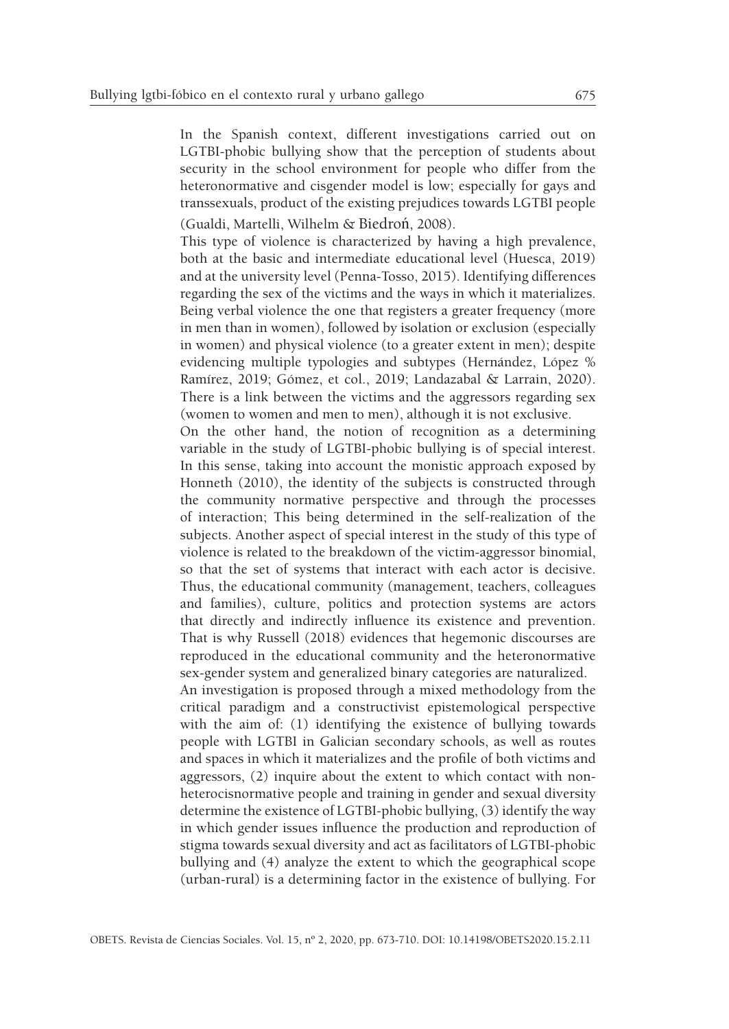In the Spanish context, different investigations carried out on LGTBI-phobic bullying show that the perception of students about security in the school environment for people who differ from the heteronormative and cisgender model is low; especially for gays and transsexuals, product of the existing prejudices towards LGTBI people (Gualdi, Martelli, Wilhelm & Biedroń, 2008).

This type of violence is characterized by having a high prevalence, both at the basic and intermediate educational level (Huesca, 2019) and at the university level (Penna-Tosso, 2015). Identifying differences regarding the sex of the victims and the ways in which it materializes. Being verbal violence the one that registers a greater frequency (more in men than in women), followed by isolation or exclusion (especially in women) and physical violence (to a greater extent in men); despite evidencing multiple typologies and subtypes (Hernández, López % Ramírez, 2019; Gómez, et col., 2019; Landazabal & Larrain, 2020). There is a link between the victims and the aggressors regarding sex (women to women and men to men), although it is not exclusive.

On the other hand, the notion of recognition as a determining variable in the study of LGTBI-phobic bullying is of special interest. In this sense, taking into account the monistic approach exposed by Honneth (2010), the identity of the subjects is constructed through the community normative perspective and through the processes of interaction; This being determined in the self-realization of the subjects. Another aspect of special interest in the study of this type of violence is related to the breakdown of the victim-aggressor binomial, so that the set of systems that interact with each actor is decisive. Thus, the educational community (management, teachers, colleagues and families), culture, politics and protection systems are actors that directly and indirectly influence its existence and prevention. That is why Russell (2018) evidences that hegemonic discourses are reproduced in the educational community and the heteronormative sex-gender system and generalized binary categories are naturalized.

An investigation is proposed through a mixed methodology from the critical paradigm and a constructivist epistemological perspective with the aim of: (1) identifying the existence of bullying towards people with LGTBI in Galician secondary schools, as well as routes and spaces in which it materializes and the profile of both victims and aggressors, (2) inquire about the extent to which contact with non-heterocisnormative people and training in gender and sexual diversity determine the existence of LGTBI-phobic bullying, (3) identify the way in which gender issues influence the production and reproduction of stigma towards sexual diversity and act as facilitators of LGTBI-phobic bullying and (4) analyze the extent to which the geographical scope (urban-rural) is a determining factor in the existence of bullying. For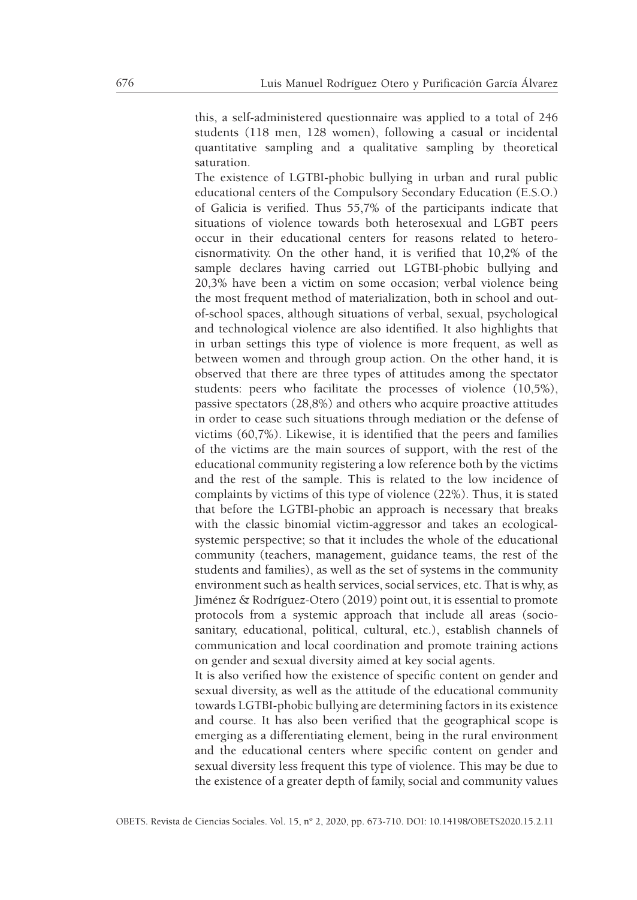this, a self-administered questionnaire was applied to a total of 246 students (118 men, 128 women), following a casual or incidental quantitative sampling and a qualitative sampling by theoretical saturation.

The existence of LGTBI-phobic bullying in urban and rural public educational centers of the Compulsory Secondary Education (E.S.O.) of Galicia is verified. Thus 55,7% of the participants indicate that situations of violence towards both heterosexual and LGBT peers occur in their educational centers for reasons related to heterocisnormativity. On the other hand, it is verified that 10,2% of the sample declares having carried out LGTBI-phobic bullying and 20,3% have been a victim on some occasion; verbal violence being the most frequent method of materialization, both in school and out-of-school spaces, although situations of verbal, sexual, psychological and technological violence are also identified. It also highlights that in urban settings this type of violence is more frequent, as well as between women and through group action. On the other hand, it is observed that there are three types of attitudes among the spectator students: peers who facilitate the processes of violence (10,5%), passive spectators (28,8%) and others who acquire proactive attitudes in order to cease such situations through mediation or the defense of victims (60,7%). Likewise, it is identified that the peers and families of the victims are the main sources of support, with the rest of the educational community registering a low reference both by the victims and the rest of the sample. This is related to the low incidence of complaints by victims of this type of violence (22%). Thus, it is stated that before the LGTBI-phobic an approach is necessary that breaks with the classic binomial victim-aggressor and takes an ecological-systemic perspective; so that it includes the whole of the educational community (teachers, management, guidance teams, the rest of the students and families), as well as the set of systems in the community environment such as health services, social services, etc. That is why, as Jiménez & Rodríguez-Otero (2019) point out, it is essential to promote protocols from a systemic approach that include all areas (socio-sanitary, educational, political, cultural, etc.), establish channels of communication and local coordination and promote training actions on gender and sexual diversity aimed at key social agents.

It is also verified how the existence of specific content on gender and sexual diversity, as well as the attitude of the educational community towards LGTBI-phobic bullying are determining factors in its existence and course. It has also been verified that the geographical scope is emerging as a differentiating element, being in the rural environment and the educational centers where specific content on gender and sexual diversity less frequent this type of violence. This may be due to the existence of a greater depth of family, social and community values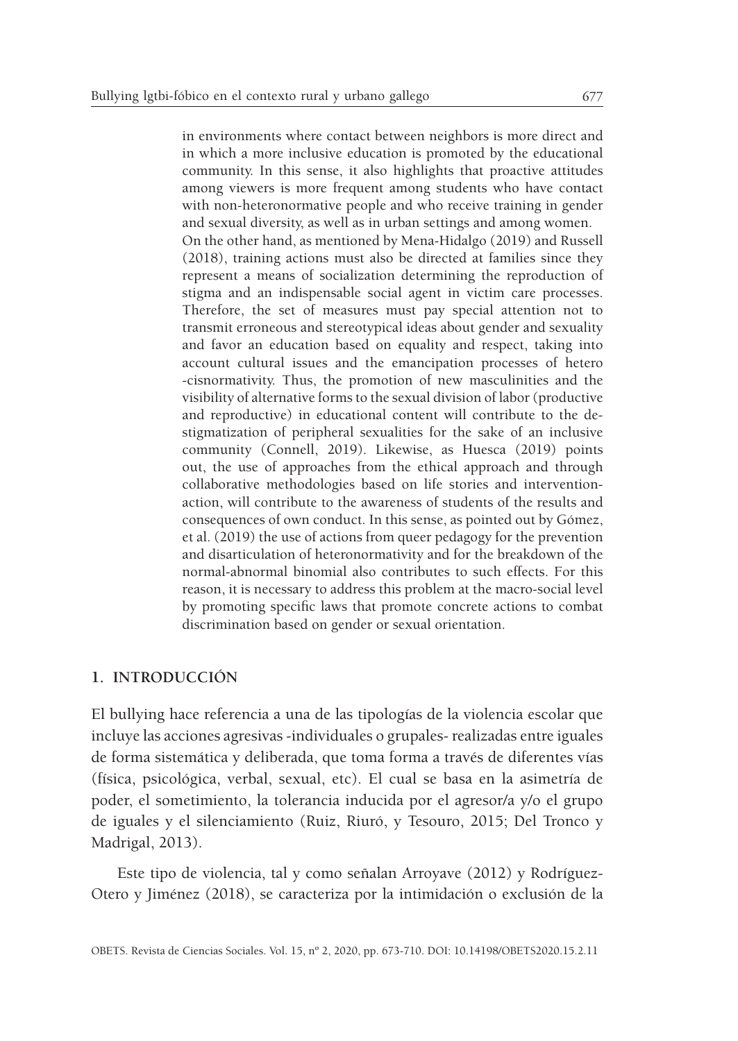in environments where contact between neighbors is more direct and in which a more inclusive education is promoted by the educational community. In this sense, it also highlights that proactive attitudes among viewers is more frequent among students who have contact with non-heteronormative people and who receive training in gender and sexual diversity, as well as in urban settings and among women. On the other hand, as mentioned by Mena-Hidalgo (2019) and Russell (2018), training actions must also be directed at families since they represent a means of socialization determining the reproduction of stigma and an indispensable social agent in victim care processes. Therefore, the set of measures must pay special attention not to transmit erroneous and stereotypical ideas about gender and sexuality and favor an education based on equality and respect, taking into account cultural issues and the emancipation processes of hetero -cisnormativity. Thus, the promotion of new masculinities and the visibility of alternative forms to the sexual division of labor (productive and reproductive) in educational content will contribute to the de-stigmatization of peripheral sexualities for the sake of an inclusive community (Connell, 2019). Likewise, as Huesca (2019) points out, the use of approaches from the ethical approach and through collaborative methodologies based on life stories and intervention-action, will contribute to the awareness of students of the results and consequences of own conduct. In this sense, as pointed out by Gómez, et al. (2019) the use of actions from queer pedagogy for the prevention and disarticulation of heteronormativity and for the breakdown of the normal-abnormal binomial also contributes to such effects. For this reason, it is necessary to address this problem at the macro-social level by promoting specific laws that promote concrete actions to combat discrimination based on gender or sexual orientation.

## 1. INTRODUCCIÓN

El bullying hace referencia a una de las tipologías de la violencia escolar que incluye las acciones agresivas -individuales o grupales- realizadas entre iguales de forma sistemática y deliberada, que toma forma a través de diferentes vías (física, psicológica, verbal, sexual, etc). El cual se basa en la asimetría de poder, el sometimiento, la tolerancia inducida por el agresor/a y/o el grupo de iguales y el silenciamiento (Ruiz, Riuró, y Tesouro, 2015; Del Tronco y Madrigal, 2013).

Este tipo de violencia, tal y como señalan Arroyave (2012) y Rodríguez-Otero y Jiménez (2018), se caracteriza por la intimidación o exclusión de la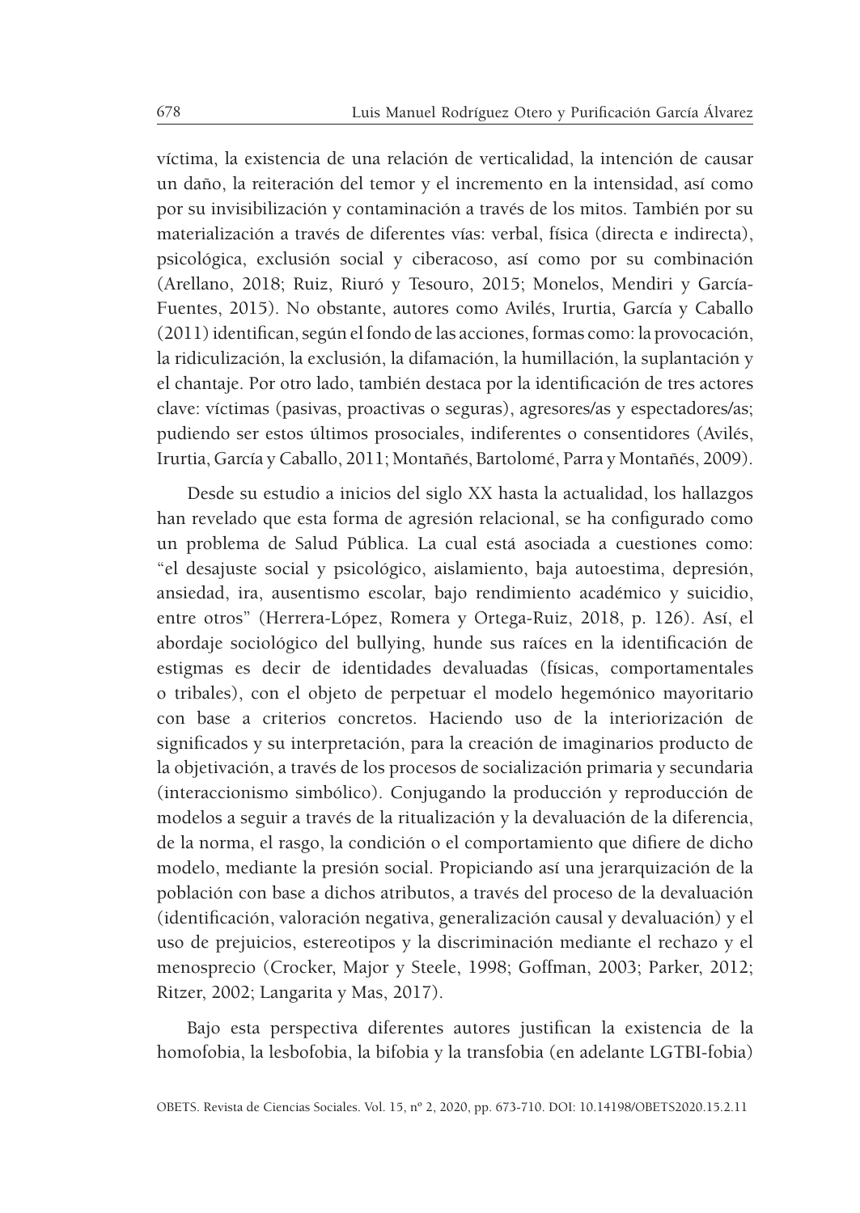víctima, la existencia de una relación de verticalidad, la intención de causar un daño, la reiteración del temor y el incremento en la intensidad, así como por su invisibilización y contaminación a través de los mitos. También por su materialización a través de diferentes vías: verbal, física (directa e indirecta), psicológica, exclusión social y ciberacoso, así como por su combinación (Arellano, 2018; Ruiz, Riuró y Tesouro, 2015; Monelos, Mendiri y García-Fuentes, 2015). No obstante, autores como Avilés, Irurtia, García y Caballo (2011) identifican, según el fondo de las acciones, formas como: la provocación, la ridiculización, la exclusión, la difamación, la humillación, la suplantación y el chantaje. Por otro lado, también destaca por la identificación de tres actores clave: víctimas (pasivas, proactivas o seguras), agresores/as y espectadores/as; pudiendo ser estos últimos prosociales, indiferentes o consentidores (Avilés, Irurtia, García y Caballo, 2011; Montañés, Bartolomé, Parra y Montañés, 2009).

Desde su estudio a inicios del siglo XX hasta la actualidad, los hallazgos han revelado que esta forma de agresión relacional, se ha configurado como un problema de Salud Pública. La cual está asociada a cuestiones como: "el desajuste social y psicológico, aislamiento, baja autoestima, depresión, ansiedad, ira, ausentismo escolar, bajo rendimiento académico y suicidio, entre otros" (Herrera-López, Romera y Ortega-Ruiz, 2018, p. 126). Así, el abordaje sociológico del bullying, hunde sus raíces en la identificación de estigmas es decir de identidades devaluadas (físicas, comportamentales o tribales), con el objeto de perpetuar el modelo hegemónico mayoritario con base a criterios concretos. Haciendo uso de la interiorización de significados y su interpretación, para la creación de imaginarios producto de la objetivación, a través de los procesos de socialización primaria y secundaria (interaccionismo simbólico). Conjugando la producción y reproducción de modelos a seguir a través de la ritualización y la devaluación de la diferencia, de la norma, el rasgo, la condición o el comportamiento que difiere de dicho modelo, mediante la presión social. Propiciando así una jerarquización de la población con base a dichos atributos, a través del proceso de la devaluación (identificación, valoración negativa, generalización causal y devaluación) y el uso de prejuicios, estereotipos y la discriminación mediante el rechazo y el menosprecio (Crocker, Major y Steele, 1998; Goffman, 2003; Parker, 2012; Ritzer, 2002; Langarita y Mas, 2017).

Bajo esta perspectiva diferentes autores justifican la existencia de la homofobia, la lesbofobia, la bifobia y la transfobia (en adelante LGTBI-fobia)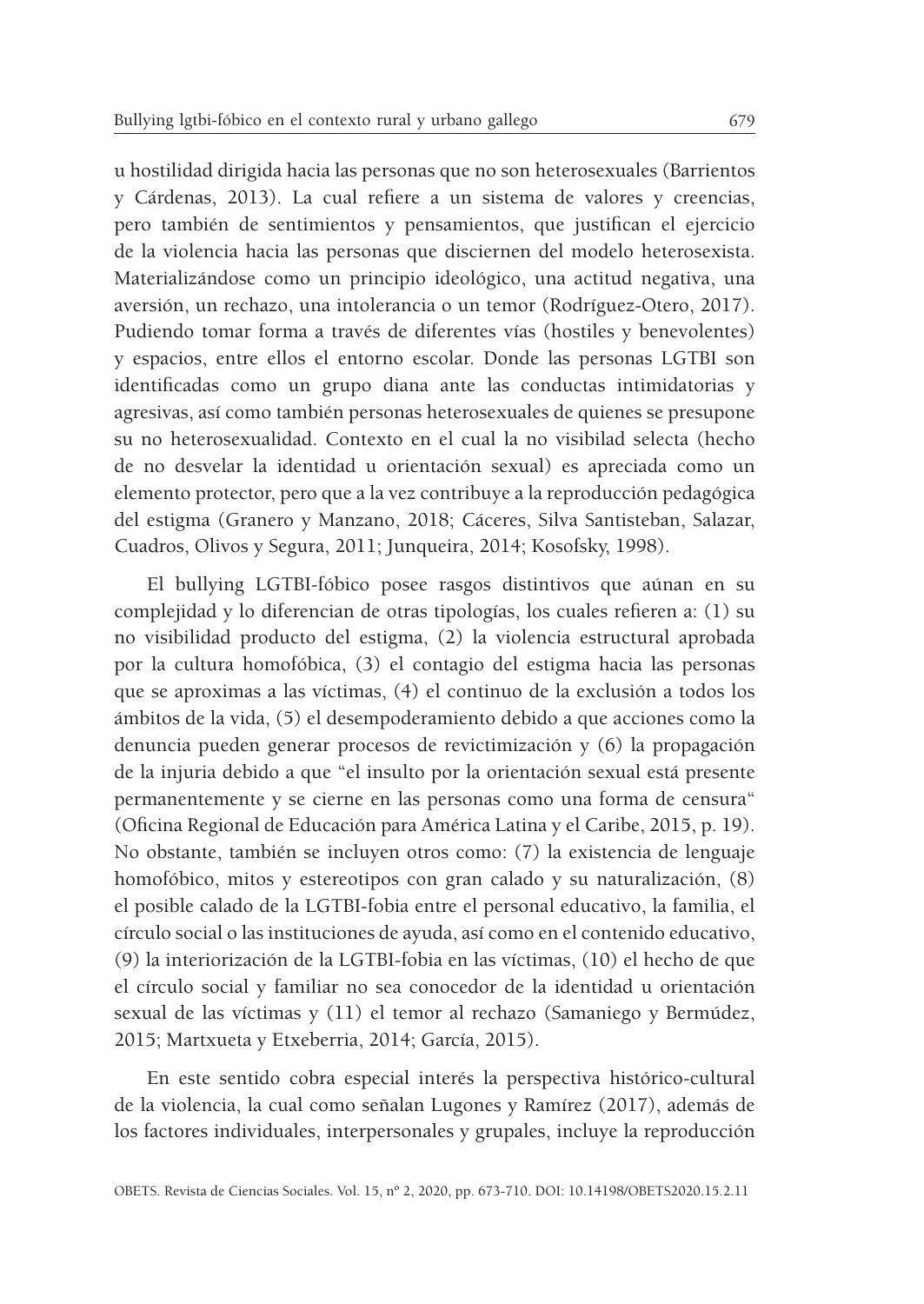u hostilidad dirigida hacia las personas que no son heterosexuales (Barrientos y Cárdenas, 2013). La cual refiere a un sistema de valores y creencias, pero también de sentimientos y pensamientos, que justifican el ejercicio de la violencia hacia las personas que disciernen del modelo heterosexista. Materializándose como un principio ideológico, una actitud negativa, una aversión, un rechazo, una intolerancia o un temor (Rodríguez-Otero, 2017). Pudiendo tomar forma a través de diferentes vías (hostiles y benevolentes) y espacios, entre ellos el entorno escolar. Donde las personas LGTBI son identificadas como un grupo diana ante las conductas intimidatorias y agresivas, así como también personas heterosexuales de quienes se presupone su no heterosexualidad. Contexto en el cual la no visibilad selecta (hecho de no desvelar la identidad u orientación sexual) es apreciada como un elemento protector, pero que a la vez contribuye a la reproducción pedagógica del estigma (Granero y Manzano, 2018; Cáceres, Silva Santisteban, Salazar, Cuadros, Olivos y Segura, 2011; Junqueira, 2014; Kosofsky, 1998).

El bullying LGTBI-fóbico posee rasgos distintivos que aúnan en su complejidad y lo diferencian de otras tipologías, los cuales refieren a: (1) su no visibilidad producto del estigma, (2) la violencia estructural aprobada por la cultura homofóbica, (3) el contagio del estigma hacia las personas que se aproximas a las víctimas, (4) el continuo de la exclusión a todos los ámbitos de la vida, (5) el desempoderamiento debido a que acciones como la denuncia pueden generar procesos de revictimización y (6) la propagación de la injuria debido a que "el insulto por la orientación sexual está presente permanentemente y se cierne en las personas como una forma de censura" (Oficina Regional de Educación para América Latina y el Caribe, 2015, p. 19). No obstante, también se incluyen otros como: (7) la existencia de lenguaje homofóbico, mitos y estereotipos con gran calado y su naturalización, (8) el posible calado de la LGTBI-fobia entre el personal educativo, la familia, el círculo social o las instituciones de ayuda, así como en el contenido educativo, (9) la interiorización de la LGTBI-fobia en las víctimas, (10) el hecho de que el círculo social y familiar no sea conocedor de la identidad u orientación sexual de las víctimas y (11) el temor al rechazo (Samaniego y Bermúdez, 2015; Martxueta y Etxeberria, 2014; García, 2015).

En este sentido cobra especial interés la perspectiva histórico-cultural de la violencia, la cual como señalan Lugones y Ramírez (2017), además de los factores individuales, interpersonales y grupales, incluye la reproducción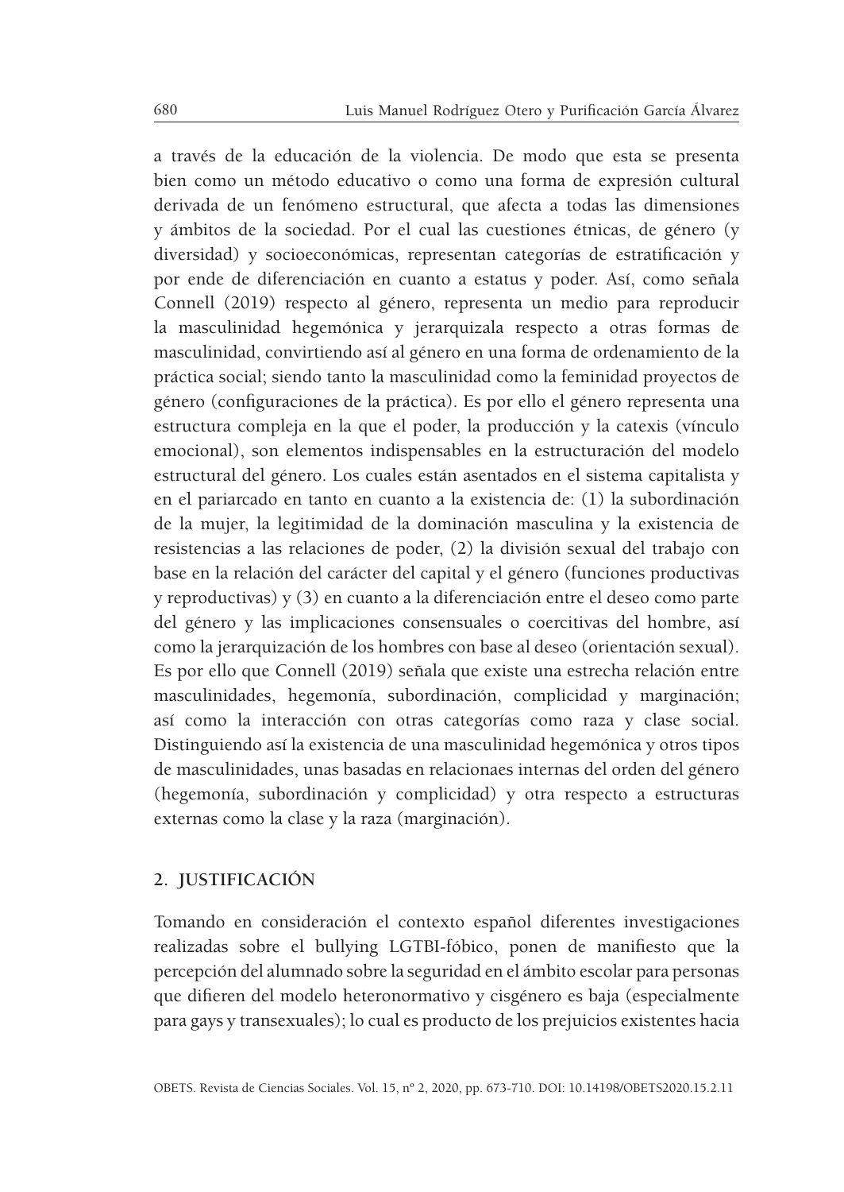a través de la educación de la violencia. De modo que esta se presenta bien como un método educativo o como una forma de expresión cultural derivada de un fenómeno estructural, que afecta a todas las dimensiones y ámbitos de la sociedad. Por el cual las cuestiones étnicas, de género (y diversidad) y socioeconómicas, representan categorías de estratificación y por ende de diferenciación en cuanto a estatus y poder. Así, como señala Connell (2019) respecto al género, representa un medio para reproducir la masculinidad hegemónica y jerarquizala respecto a otras formas de masculinidad, convirtiendo así al género en una forma de ordenamiento de la práctica social; siendo tanto la masculinidad como la feminidad proyectos de género (configuraciones de la práctica). Es por ello el género representa una estructura compleja en la que el poder, la producción y la catexis (vínculo emocional), son elementos indispensables en la estructuración del modelo estructural del género. Los cuales están asentados en el sistema capitalista y en el pariarcado en tanto en cuanto a la existencia de: (1) la subordinación de la mujer, la legitimidad de la dominación masculina y la existencia de resistencias a las relaciones de poder, (2) la división sexual del trabajo con base en la relación del carácter del capital y el género (funciones productivas y reproductivas) y (3) en cuanto a la diferenciación entre el deseo como parte del género y las implicaciones consensuales o coercitivas del hombre, así como la jerarquización de los hombres con base al deseo (orientación sexual). Es por ello que Connell (2019) señala que existe una estrecha relación entre masculinidades, hegemonía, subordinación, complicidad y marginación; así como la interacción con otras categorías como raza y clase social. Distinguiendo así la existencia de una masculinidad hegemónica y otros tipos de masculinidades, unas basadas en relacionaes internas del orden del género (hegemonía, subordinación y complicidad) y otra respecto a estructuras externas como la clase y la raza (marginación).

## 2. JUSTIFICACIÓN

Tomando en consideración el contexto español diferentes investigaciones realizadas sobre el bullying LGTBI-fóbico, ponen de manifiesto que la percepción del alumnado sobre la seguridad en el ámbito escolar para personas que difieren del modelo heteronormativo y cisgénero es baja (especialmente para gays y transexuales); lo cual es producto de los prejuicios existentes hacia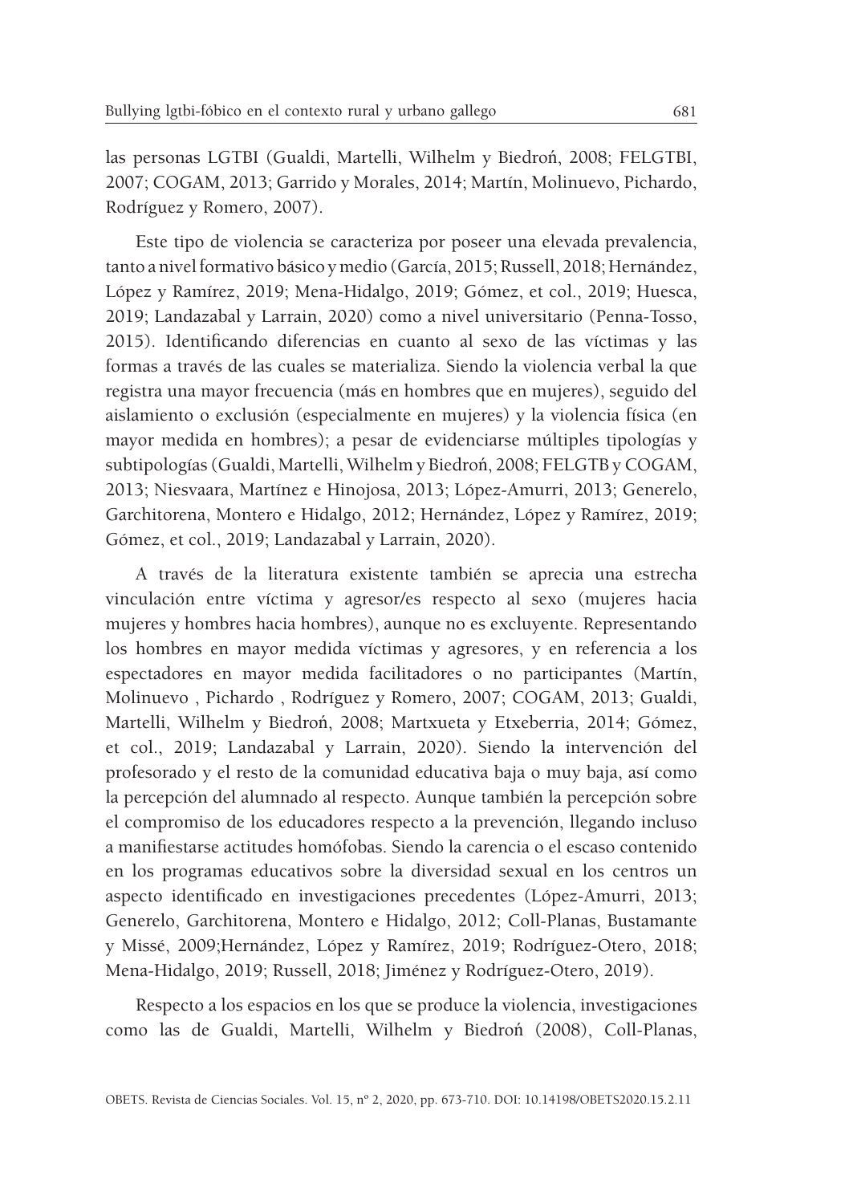las personas LGTBI (Gualdi, Martelli, Wilhelm y Biedroń, 2008; FELGTBI, 2007; COGAM, 2013; Garrido y Morales, 2014; Martín, Molinuevo, Pichardo, Rodríguez y Romero, 2007).

Este tipo de violencia se caracteriza por poseer una elevada prevalencia, tanto a nivel formativo básico y medio (García, 2015; Russell, 2018; Hernández, López y Ramírez, 2019; Mena-Hidalgo, 2019; Gómez, et col., 2019; Huesca, 2019; Landazabal y Larrain, 2020) como a nivel universitario (Penna-Tosso, 2015). Identificando diferencias en cuanto al sexo de las víctimas y las formas a través de las cuales se materializa. Siendo la violencia verbal la que registra una mayor frecuencia (más en hombres que en mujeres), seguido del aislamiento o exclusión (especialmente en mujeres) y la violencia física (en mayor medida en hombres); a pesar de evidenciarse múltiples tipologías y subtipologías (Gualdi, Martelli, Wilhelm y Biedroń, 2008; FELGTB y COGAM, 2013; Niesvaara, Martínez e Hinojosa, 2013; López-Amurri, 2013; Generelo, Garchitorena, Montero e Hidalgo, 2012; Hernández, López y Ramírez, 2019; Gómez, et col., 2019; Landazabal y Larrain, 2020).

A través de la literatura existente también se aprecia una estrecha vinculación entre víctima y agresor/es respecto al sexo (mujeres hacia mujeres y hombres hacia hombres), aunque no es excluyente. Representando los hombres en mayor medida víctimas y agresores, y en referencia a los espectadores en mayor medida facilitadores o no participantes (Martín, Molinuevo , Pichardo , Rodríguez y Romero, 2007; COGAM, 2013; Gualdi, Martelli, Wilhelm y Biedroń, 2008; Martxueta y Etxeberria, 2014; Gómez, et col., 2019; Landazabal y Larrain, 2020). Siendo la intervención del profesorado y el resto de la comunidad educativa baja o muy baja, así como la percepción del alumnado al respecto. Aunque también la percepción sobre el compromiso de los educadores respecto a la prevención, llegando incluso a manifiestarse actitudes homófobas. Siendo la carencia o el escaso contenido en los programas educativos sobre la diversidad sexual en los centros un aspecto identificado en investigaciones precedentes (López-Amurri, 2013; Generelo, Garchitorena, Montero e Hidalgo, 2012; Coll-Planas, Bustamante y Missé, 2009;Hernández, López y Ramírez, 2019; Rodríguez-Otero, 2018; Mena-Hidalgo, 2019; Russell, 2018; Jiménez y Rodríguez-Otero, 2019).

Respecto a los espacios en los que se produce la violencia, investigaciones como las de Gualdi, Martelli, Wilhelm y Biedroń (2008), Coll-Planas,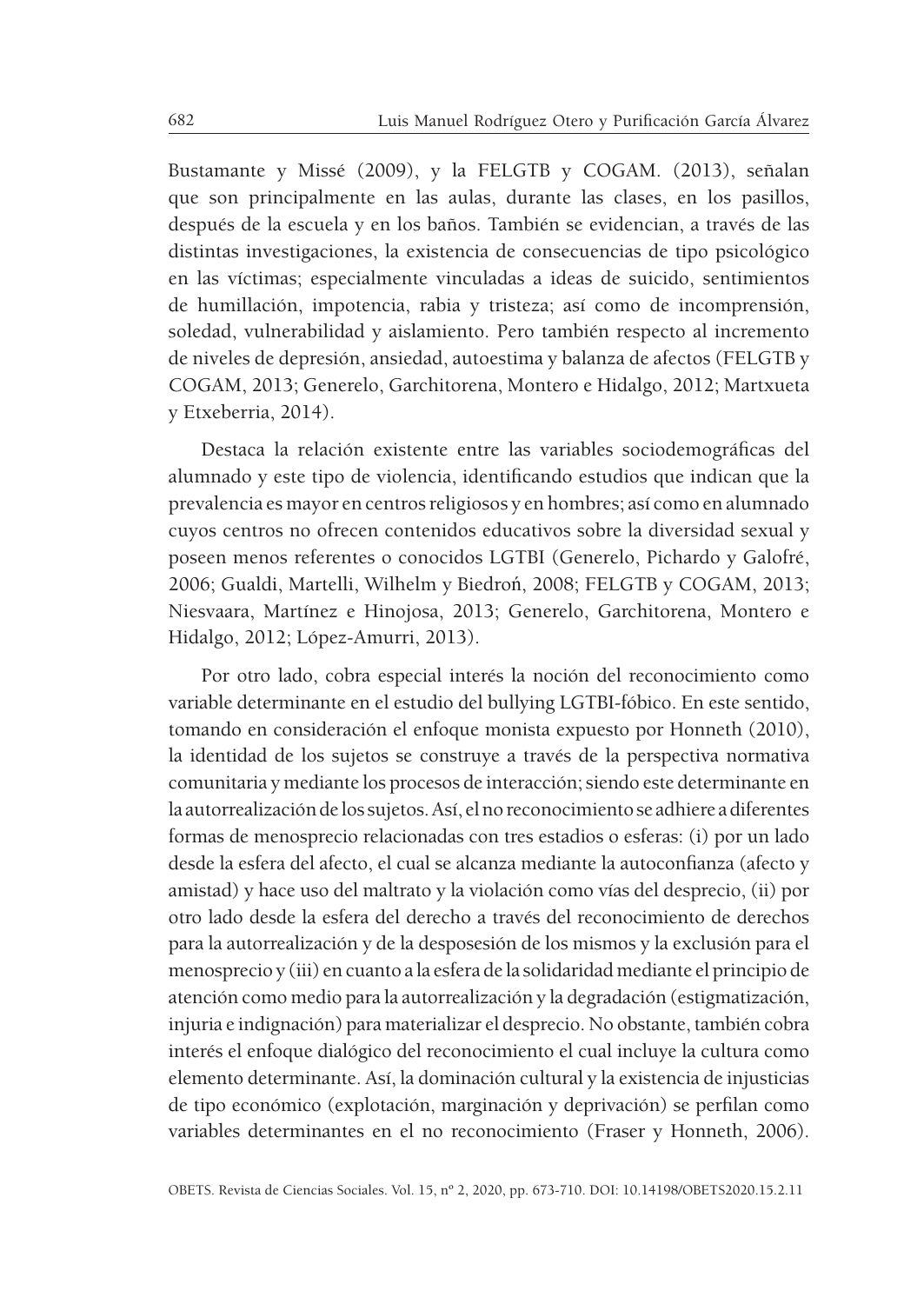Bustamante y Missé (2009), y la FELGTB y COGAM. (2013), señalan que son principalmente en las aulas, durante las clases, en los pasillos, después de la escuela y en los baños. También se evidencian, a través de las distintas investigaciones, la existencia de consecuencias de tipo psicológico en las víctimas; especialmente vinculadas a ideas de suicido, sentimientos de humillación, impotencia, rabia y tristeza; así como de incomprensión, soledad, vulnerabilidad y aislamiento. Pero también respecto al incremento de niveles de depresión, ansiedad, autoestima y balanza de afectos (FELGTB y COGAM, 2013; Generelo, Garchitorena, Montero e Hidalgo, 2012; Martxueta y Etxeberria, 2014).

Destaca la relación existente entre las variables sociodemográficas del alumnado y este tipo de violencia, identificando estudios que indican que la prevalencia es mayor en centros religiosos y en hombres; así como en alumnado cuyos centros no ofrecen contenidos educativos sobre la diversidad sexual y poseen menos referentes o conocidos LGTBI (Generelo, Pichardo y Galofré, 2006; Gualdi, Martelli, Wilhelm y Biedroń, 2008; FELGTB y COGAM, 2013; Niesvaara, Martínez e Hinojosa, 2013; Generelo, Garchitorena, Montero e Hidalgo, 2012; López-Amurri, 2013).

Por otro lado, cobra especial interés la noción del reconocimiento como variable determinante en el estudio del bullying LGTBI-fóbico. En este sentido, tomando en consideración el enfoque monista expuesto por Honneth (2010), la identidad de los sujetos se construye a través de la perspectiva normativa comunitaria y mediante los procesos de interacción; siendo este determinante en la autorrealización de los sujetos. Así, el no reconocimiento se adhiere a diferentes formas de menosprecio relacionadas con tres estadios o esferas: (i) por un lado desde la esfera del afecto, el cual se alcanza mediante la autoconfianza (afecto y amistad) y hace uso del maltrato y la violación como vías del desprecio, (ii) por otro lado desde la esfera del derecho a través del reconocimiento de derechos para la autorrealización y de la desposesión de los mismos y la exclusión para el menosprecio y (iii) en cuanto a la esfera de la solidaridad mediante el principio de atención como medio para la autorrealización y la degradación (estigmatización, injuria e indignación) para materializar el desprecio. No obstante, también cobra interés el enfoque dialógico del reconocimiento el cual incluye la cultura como elemento determinante. Así, la dominación cultural y la existencia de injusticias de tipo económico (explotación, marginación y deprivación) se perfilan como variables determinantes en el no reconocimiento (Fraser y Honneth, 2006).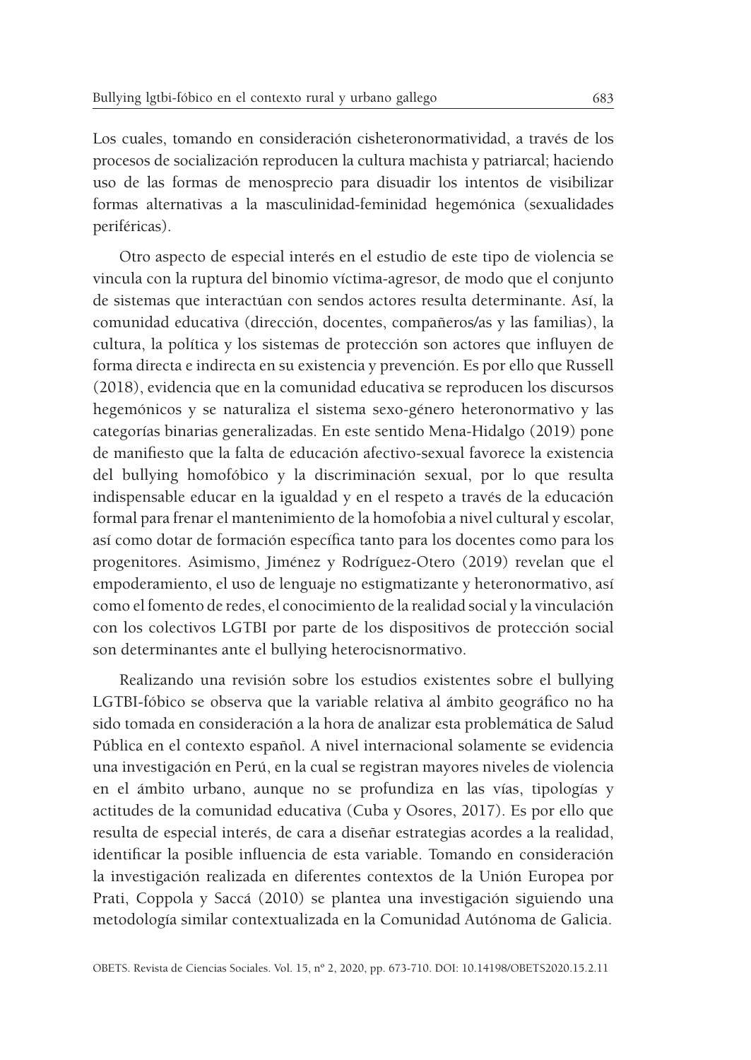Los cuales, tomando en consideración cisheteronormatividad, a través de los procesos de socialización reproducen la cultura machista y patriarcal; haciendo uso de las formas de menosprecio para disuadir los intentos de visibilizar formas alternativas a la masculinidad-feminidad hegemónica (sexualidades periféricas).

Otro aspecto de especial interés en el estudio de este tipo de violencia se vincula con la ruptura del binomio víctima-agresor, de modo que el conjunto de sistemas que interactúan con sendos actores resulta determinante. Así, la comunidad educativa (dirección, docentes, compañeros/as y las familias), la cultura, la política y los sistemas de protección son actores que influyen de forma directa e indirecta en su existencia y prevención. Es por ello que Russell (2018), evidencia que en la comunidad educativa se reproducen los discursos hegemónicos y se naturaliza el sistema sexo-género heteronormativo y las categorías binarias generalizadas. En este sentido Mena-Hidalgo (2019) pone de manifiesto que la falta de educación afectivo-sexual favorece la existencia del bullying homofóbico y la discriminación sexual, por lo que resulta indispensable educar en la igualdad y en el respeto a través de la educación formal para frenar el mantenimiento de la homofobia a nivel cultural y escolar, así como dotar de formación específica tanto para los docentes como para los progenitores. Asimismo, Jiménez y Rodríguez-Otero (2019) revelan que el empoderamiento, el uso de lenguaje no estigmatizante y heteronormativo, así como el fomento de redes, el conocimiento de la realidad social y la vinculación con los colectivos LGTBI por parte de los dispositivos de protección social son determinantes ante el bullying heterocisnormativo.

Realizando una revisión sobre los estudios existentes sobre el bullying LGTBI-fóbico se observa que la variable relativa al ámbito geográfico no ha sido tomada en consideración a la hora de analizar esta problemática de Salud Pública en el contexto español. A nivel internacional solamente se evidencia una investigación en Perú, en la cual se registran mayores niveles de violencia en el ámbito urbano, aunque no se profundiza en las vías, tipologías y actitudes de la comunidad educativa (Cuba y Osores, 2017). Es por ello que resulta de especial interés, de cara a diseñar estrategias acordes a la realidad, identificar la posible influencia de esta variable. Tomando en consideración la investigación realizada en diferentes contextos de la Unión Europea por Prati, Coppola y Saccá (2010) se plantea una investigación siguiendo una metodología similar contextualizada en la Comunidad Autónoma de Galicia.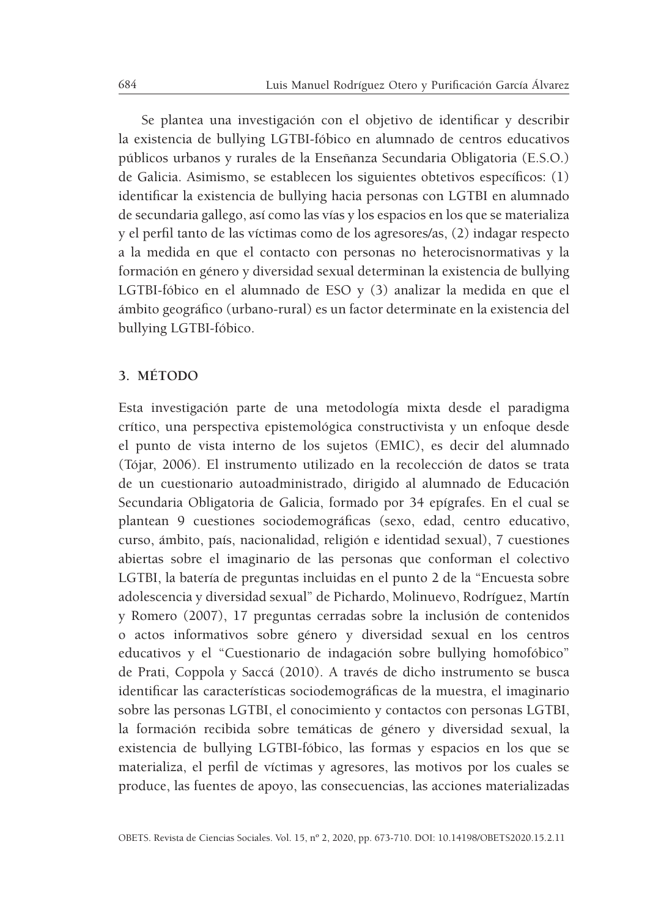Se plantea una investigación con el objetivo de identificar y describir la existencia de bullying LGTBI-fóbico en alumnado de centros educativos públicos urbanos y rurales de la Enseñanza Secundaria Obligatoria (E.S.O.) de Galicia. Asimismo, se establecen los siguientes obtetivos específicos: (1) identificar la existencia de bullying hacia personas con LGTBI en alumnado de secundaria gallego, así como las vías y los espacios en los que se materializa y el perfil tanto de las víctimas como de los agresores/as, (2) indagar respecto a la medida en que el contacto con personas no heterocisnormativas y la formación en género y diversidad sexual determinan la existencia de bullying LGTBI-fóbico en el alumnado de ESO y (3) analizar la medida en que el ámbito geográfico (urbano-rural) es un factor determinate en la existencia del bullying LGTBI-fóbico.

## 3. MÉTODO

Esta investigación parte de una metodología mixta desde el paradigma crítico, una perspectiva epistemológica constructivista y un enfoque desde el punto de vista interno de los sujetos (EMIC), es decir del alumnado (Tójar, 2006). El instrumento utilizado en la recolección de datos se trata de un cuestionario autoadministrado, dirigido al alumnado de Educación Secundaria Obligatoria de Galicia, formado por 34 epígrafes. En el cual se plantean 9 cuestiones sociodemográficas (sexo, edad, centro educativo, curso, ámbito, país, nacionalidad, religión e identidad sexual), 7 cuestiones abiertas sobre el imaginario de las personas que conforman el colectivo LGTBI, la batería de preguntas incluidas en el punto 2 de la "Encuesta sobre adolescencia y diversidad sexual" de Pichardo, Molinuevo, Rodríguez, Martín y Romero (2007), 17 preguntas cerradas sobre la inclusión de contenidos o actos informativos sobre género y diversidad sexual en los centros educativos y el "Cuestionario de indagación sobre bullying homofóbico" de Prati, Coppola y Saccá (2010). A través de dicho instrumento se busca identificar las características sociodemográficas de la muestra, el imaginario sobre las personas LGTBI, el conocimiento y contactos con personas LGTBI, la formación recibida sobre temáticas de género y diversidad sexual, la existencia de bullying LGTBI-fóbico, las formas y espacios en los que se materializa, el perfil de víctimas y agresores, las motivos por los cuales se produce, las fuentes de apoyo, las consecuencias, las acciones materializadas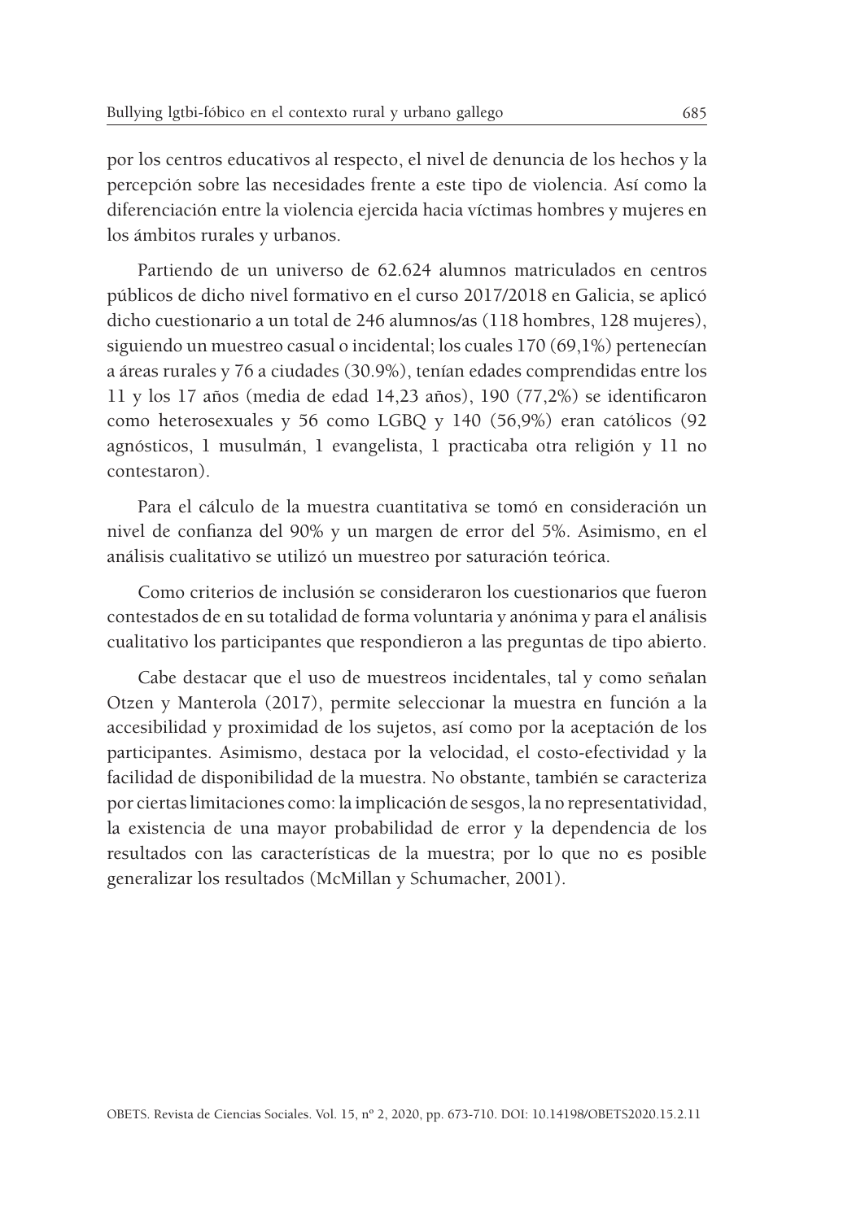por los centros educativos al respecto, el nivel de denuncia de los hechos y la percepción sobre las necesidades frente a este tipo de violencia. Así como la diferenciación entre la violencia ejercida hacia víctimas hombres y mujeres en los ámbitos rurales y urbanos.

Partiendo de un universo de 62.624 alumnos matriculados en centros públicos de dicho nivel formativo en el curso 2017/2018 en Galicia, se aplicó dicho cuestionario a un total de 246 alumnos/as (118 hombres, 128 mujeres), siguiendo un muestreo casual o incidental; los cuales 170 (69,1%) pertenecían a áreas rurales y 76 a ciudades (30.9%), tenían edades comprendidas entre los 11 y los 17 años (media de edad 14,23 años), 190 (77,2%) se identificaron como heterosexuales y 56 como LGBQ y 140 (56,9%) eran católicos (92 agnósticos, 1 musulmán, 1 evangelista, 1 practicaba otra religión y 11 no contestaron).

Para el cálculo de la muestra cuantitativa se tomó en consideración un nivel de confianza del 90% y un margen de error del 5%. Asimismo, en el análisis cualitativo se utilizó un muestreo por saturación teórica.

Como criterios de inclusión se consideraron los cuestionarios que fueron contestados de en su totalidad de forma voluntaria y anónima y para el análisis cualitativo los participantes que respondieron a las preguntas de tipo abierto.

Cabe destacar que el uso de muestreos incidentales, tal y como señalan Otzen y Manterola (2017), permite seleccionar la muestra en función a la accesibilidad y proximidad de los sujetos, así como por la aceptación de los participantes. Asimismo, destaca por la velocidad, el costo-efectividad y la facilidad de disponibilidad de la muestra. No obstante, también se caracteriza por ciertas limitaciones como: la implicación de sesgos, la no representatividad, la existencia de una mayor probabilidad de error y la dependencia de los resultados con las características de la muestra; por lo que no es posible generalizar los resultados (McMillan y Schumacher, 2001).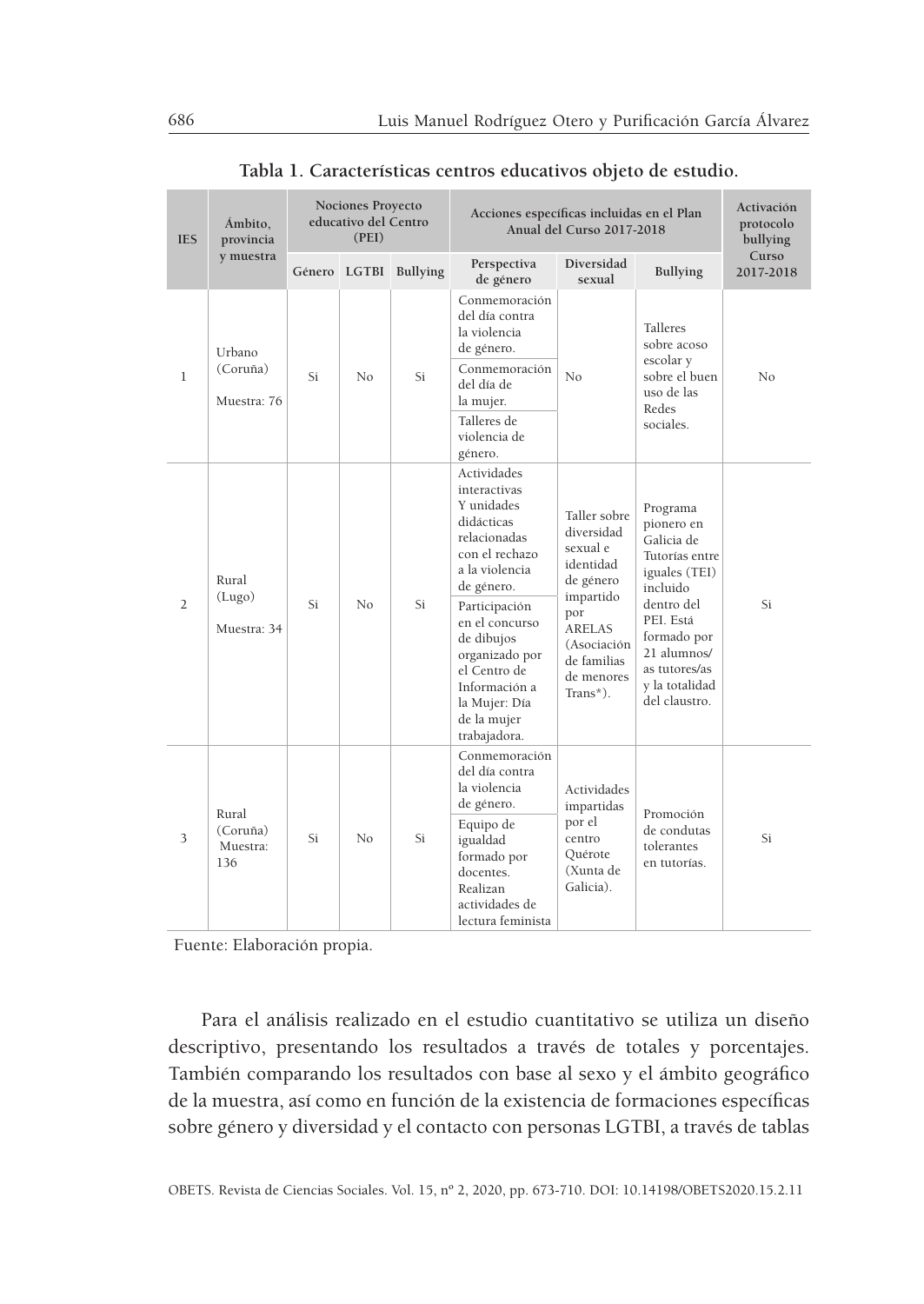**Tabla 1. Características centros educativos objeto de estudio.**

| IES | Ámbito, provincia y muestra | Nociones Proyecto educativo del Centro (PEI) | | | Acciones específicas incluidas en el Plan Anual del Curso 2017-2018 | | | Activación protocolo bullying Curso 2017-2018 |
|---|---|---|---|---|---|---|---|---|
| | | Género | LGTBI | Bullying | Perspectiva de género | Diversidad sexual | Bullying | |
| 1 | Urbano (Coruña) Muestra: 76 | Si | No | Si | Conmemoración del día contra la violencia de género. Conmemoración del día de la mujer. Talleres de violencia de género. | No | Talleres sobre acoso escolar y sobre el buen uso de las Redes sociales. | No |
| 2 | Rural (Lugo) Muestra: 34 | Si | No | Si | Actividades interactivas Y unidades didácticas relacionadas con el rechazo a la violencia de género. Participación en el concurso de dibujos organizado por el Centro de Información a la Mujer: Día de la mujer trabajadora. | Taller sobre diversidad sexual e identidad de género impartido por ARELAS (Asociación de familias de menores Trans*). | Programa pionero en Galicia de Tutorías entre iguales (TEI) incluido dentro del PEI. Está formado por 21 alumnos/as tutores/as y la totalidad del claustro. | Si |
| 3 | Rural (Coruña) Muestra: 136 | Si | No | Si | Conmemoración del día contra la violencia de género. Equipo de igualdad formado por docentes. Realizan actividades de lectura feminista | Actividades impartidas por el centro Quérote (Xunta de Galicia). | Promoción de condutas tolerantes en tutorías. | Si |

Fuente: Elaboración propia.

Para el análisis realizado en el estudio cuantitativo se utiliza un diseño descriptivo, presentando los resultados a través de totales y porcentajes. También comparando los resultados con base al sexo y el ámbito geográfico de la muestra, así como en función de la existencia de formaciones específicas sobre género y diversidad y el contacto con personas LGTBI, a través de tablas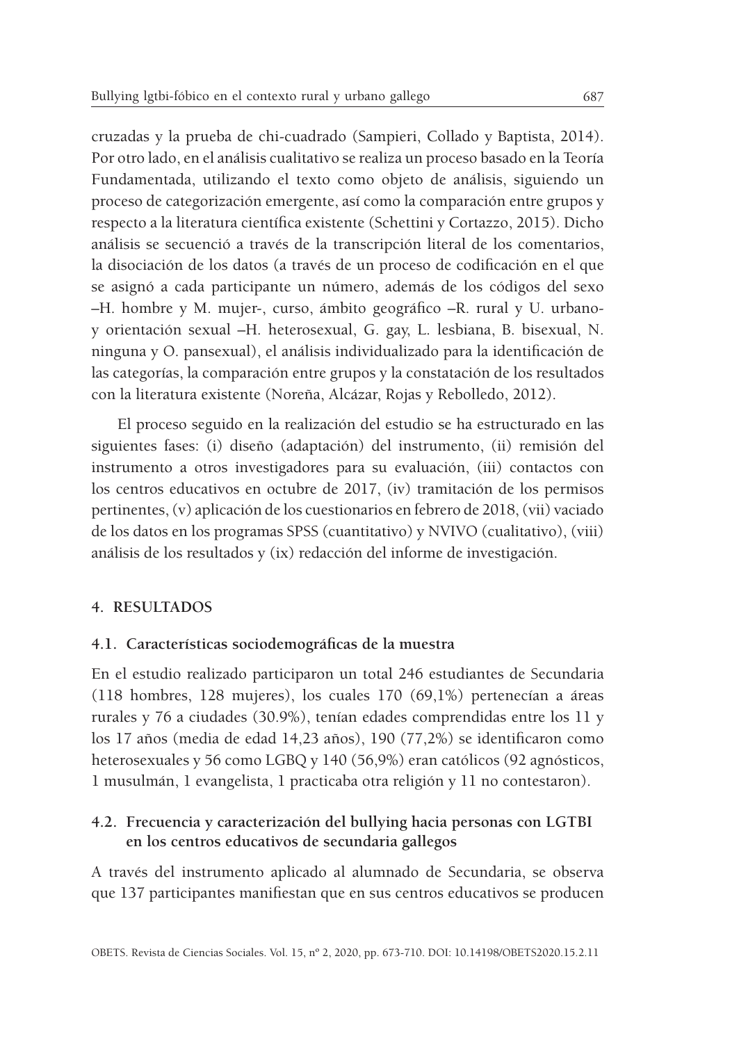cruzadas y la prueba de chi-cuadrado (Sampieri, Collado y Baptista, 2014). Por otro lado, en el análisis cualitativo se realiza un proceso basado en la Teoría Fundamentada, utilizando el texto como objeto de análisis, siguiendo un proceso de categorización emergente, así como la comparación entre grupos y respecto a la literatura científica existente (Schettini y Cortazzo, 2015). Dicho análisis se secuenció a través de la transcripción literal de los comentarios, la disociación de los datos (a través de un proceso de codificación en el que se asignó a cada participante un número, además de los códigos del sexo –H. hombre y M. mujer-, curso, ámbito geográfico –R. rural y U. urbano- y orientación sexual –H. heterosexual, G. gay, L. lesbiana, B. bisexual, N. ninguna y O. pansexual), el análisis individualizado para la identificación de las categorías, la comparación entre grupos y la constatación de los resultados con la literatura existente (Noreña, Alcázar, Rojas y Rebolledo, 2012).

El proceso seguido en la realización del estudio se ha estructurado en las siguientes fases: (i) diseño (adaptación) del instrumento, (ii) remisión del instrumento a otros investigadores para su evaluación, (iii) contactos con los centros educativos en octubre de 2017, (iv) tramitación de los permisos pertinentes, (v) aplicación de los cuestionarios en febrero de 2018, (vii) vaciado de los datos en los programas SPSS (cuantitativo) y NVIVO (cualitativo), (viii) análisis de los resultados y (ix) redacción del informe de investigación.

## 4. RESULTADOS

### 4.1. Características sociodemográficas de la muestra

En el estudio realizado participaron un total 246 estudiantes de Secundaria (118 hombres, 128 mujeres), los cuales 170 (69,1%) pertenecían a áreas rurales y 76 a ciudades (30.9%), tenían edades comprendidas entre los 11 y los 17 años (media de edad 14,23 años), 190 (77,2%) se identificaron como heterosexuales y 56 como LGBQ y 140 (56,9%) eran católicos (92 agnósticos, 1 musulmán, 1 evangelista, 1 practicaba otra religión y 11 no contestaron).

### 4.2. Frecuencia y caracterización del bullying hacia personas con LGTBI en los centros educativos de secundaria gallegos

A través del instrumento aplicado al alumnado de Secundaria, se observa que 137 participantes manifiestan que en sus centros educativos se producen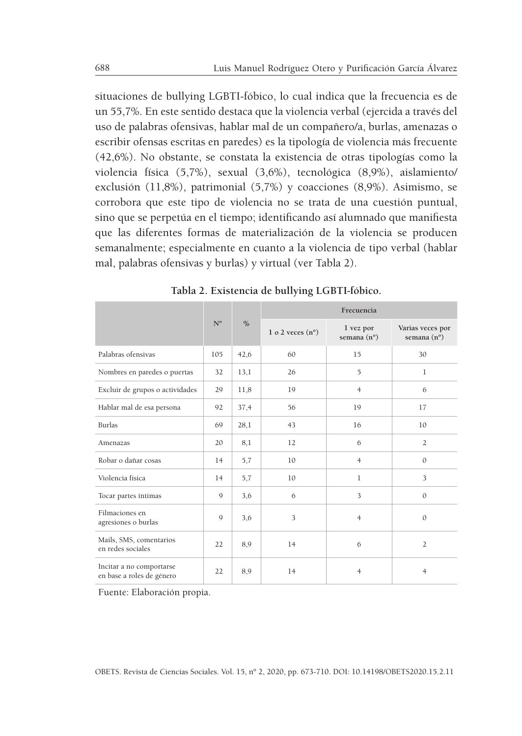situaciones de bullying LGBTI-fóbico, lo cual indica que la frecuencia es de un 55,7%. En este sentido destaca que la violencia verbal (ejercida a través del uso de palabras ofensivas, hablar mal de un compañero/a, burlas, amenazas o escribir ofensas escritas en paredes) es la tipología de violencia más frecuente (42,6%). No obstante, se constata la existencia de otras tipologías como la violencia física (5,7%), sexual (3,6%), tecnológica (8,9%), aislamiento/ exclusión (11,8%), patrimonial (5,7%) y coacciones (8,9%). Asimismo, se corrobora que este tipo de violencia no se trata de una cuestión puntual, sino que se perpetúa en el tiempo; identificando así alumnado que manifiesta que las diferentes formas de materialización de la violencia se producen semanalmente; especialmente en cuanto a la violencia de tipo verbal (hablar mal, palabras ofensivas y burlas) y virtual (ver Tabla 2).

**Tabla 2. Existencia de bullying LGBTI-fóbico.**

| | Nº | % | Frecuencia | | |
|---|---|---|---|---|---|
| | | | 1 o 2 veces (nº) | 1 vez por semana (nº) | Varias veces por semana (nº) |
| Palabras ofensivas | 105 | 42,6 | 60 | 15 | 30 |
| Nombres en paredes o puertas | 32 | 13,1 | 26 | 5 | 1 |
| Excluir de grupos o actividades | 29 | 11,8 | 19 | 4 | 6 |
| Hablar mal de esa persona | 92 | 37,4 | 56 | 19 | 17 |
| Burlas | 69 | 28,1 | 43 | 16 | 10 |
| Amenazas | 20 | 8,1 | 12 | 6 | 2 |
| Robar o dañar cosas | 14 | 5,7 | 10 | 4 | 0 |
| Violencia física | 14 | 5,7 | 10 | 1 | 3 |
| Tocar partes íntimas | 9 | 3,6 | 6 | 3 | 0 |
| Filmaciones en agresiones o burlas | 9 | 3,6 | 3 | 4 | 0 |
| Mails, SMS, comentarios en redes sociales | 22 | 8,9 | 14 | 6 | 2 |
| Incitar a no comportarse en base a roles de género | 22 | 8,9 | 14 | 4 | 4 |

Fuente: Elaboración propia.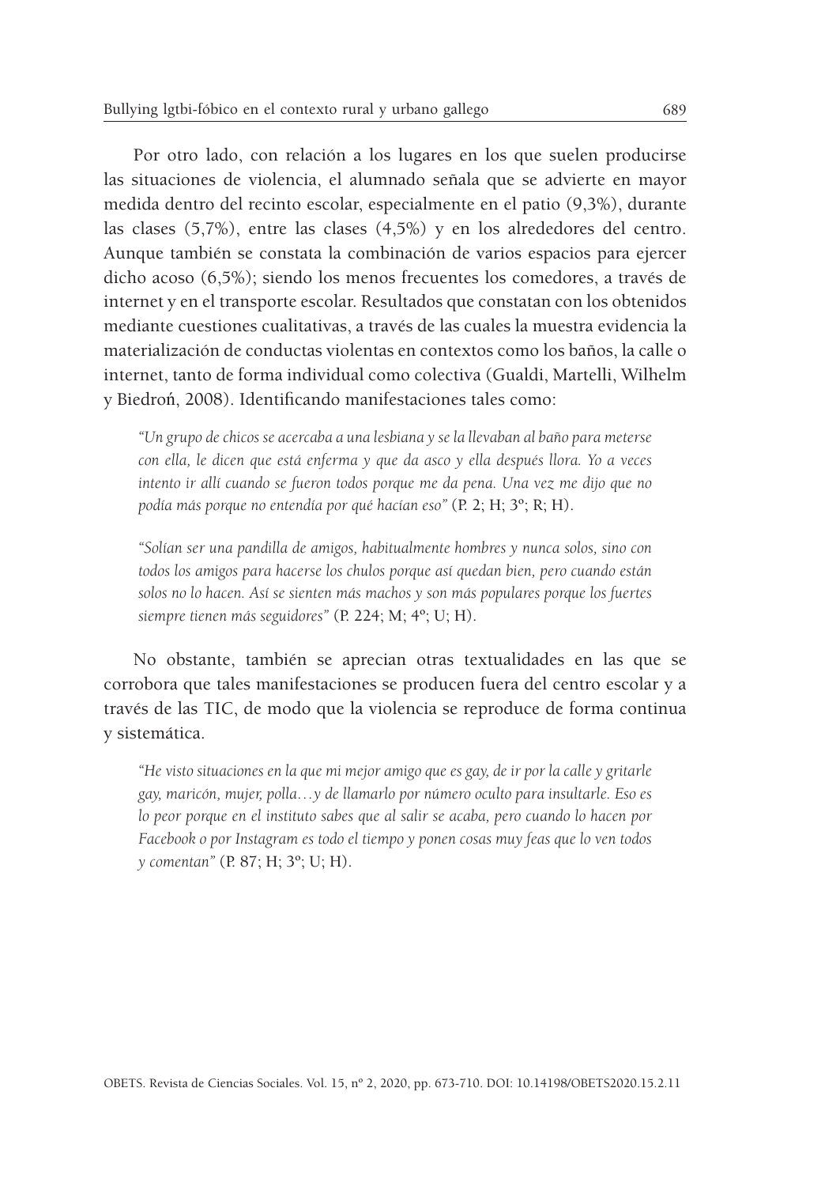Por otro lado, con relación a los lugares en los que suelen producirse las situaciones de violencia, el alumnado señala que se advierte en mayor medida dentro del recinto escolar, especialmente en el patio (9,3%), durante las clases (5,7%), entre las clases (4,5%) y en los alrededores del centro. Aunque también se constata la combinación de varios espacios para ejercer dicho acoso (6,5%); siendo los menos frecuentes los comedores, a través de internet y en el transporte escolar. Resultados que constatan con los obtenidos mediante cuestiones cualitativas, a través de las cuales la muestra evidencia la materialización de conductas violentas en contextos como los baños, la calle o internet, tanto de forma individual como colectiva (Gualdi, Martelli, Wilhelm y Biedroń, 2008). Identificando manifestaciones tales como:

> *"Un grupo de chicos se acercaba a una lesbiana y se la llevaban al baño para meterse con ella, le dicen que está enferma y que da asco y ella después llora. Yo a veces intento ir allí cuando se fueron todos porque me da pena. Una vez me dijo que no podía más porque no entendía por qué hacían eso"* (P. 2; H; 3º; R; H).

> *"Solían ser una pandilla de amigos, habitualmente hombres y nunca solos, sino con todos los amigos para hacerse los chulos porque así quedan bien, pero cuando están solos no lo hacen. Así se sienten más machos y son más populares porque los fuertes siempre tienen más seguidores"* (P. 224; M; 4º; U; H).

No obstante, también se aprecian otras textualidades en las que se corrobora que tales manifestaciones se producen fuera del centro escolar y a través de las TIC, de modo que la violencia se reproduce de forma continua y sistemática.

> *"He visto situaciones en la que mi mejor amigo que es gay, de ir por la calle y gritarle gay, maricón, mujer, polla…y de llamarlo por número oculto para insultarle. Eso es lo peor porque en el instituto sabes que al salir se acaba, pero cuando lo hacen por Facebook o por Instagram es todo el tiempo y ponen cosas muy feas que lo ven todos y comentan"* (P. 87; H; 3º; U; H).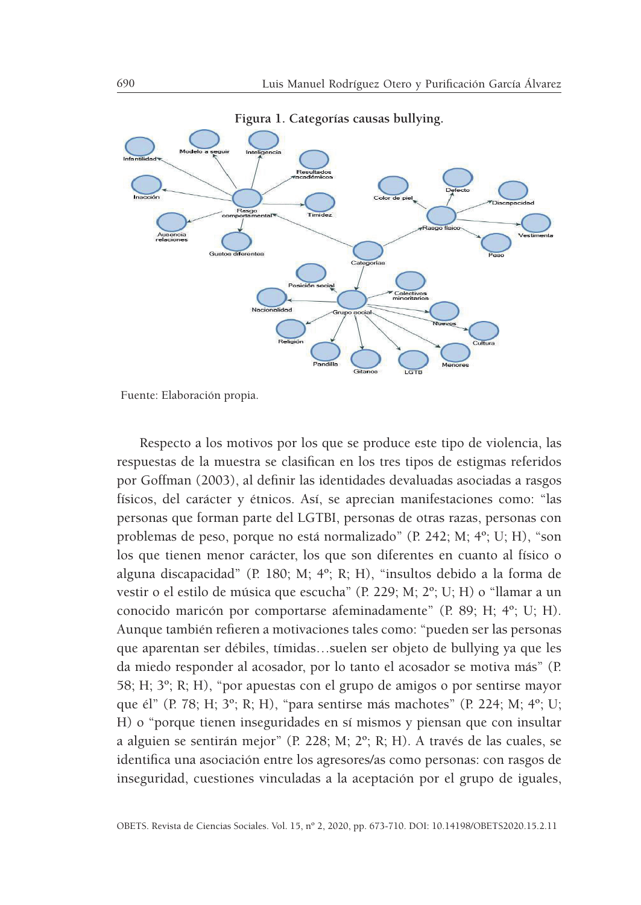**Figura 1. Categorías causas bullying.**

Fuente: Elaboración propia.

Respecto a los motivos por los que se produce este tipo de violencia, las respuestas de la muestra se clasifican en los tres tipos de estigmas referidos por Goffman (2003), al definir las identidades devaluadas asociadas a rasgos físicos, del carácter y étnicos. Así, se aprecian manifestaciones como: "las personas que forman parte del LGTBI, personas de otras razas, personas con problemas de peso, porque no está normalizado" (P. 242; M; 4º; U; H), "son los que tienen menor carácter, los que son diferentes en cuanto al físico o alguna discapacidad" (P. 180; M; 4º; R; H), "insultos debido a la forma de vestir o el estilo de música que escucha" (P. 229; M; 2º; U; H) o "llamar a un conocido maricón por comportarse afeminadamente" (P. 89; H; 4º; U; H). Aunque también refieren a motivaciones tales como: "pueden ser las personas que aparentan ser débiles, tímidas…suelen ser objeto de bullying ya que les da miedo responder al acosador, por lo tanto el acosador se motiva más" (P. 58; H; 3º; R; H), "por apuestas con el grupo de amigos o por sentirse mayor que él" (P. 78; H; 3º; R; H), "para sentirse más machotes" (P. 224; M; 4º; U; H) o "porque tienen inseguridades en sí mismos y piensan que con insultar a alguien se sentirán mejor" (P. 228; M; 2º; R; H). A través de las cuales, se identifica una asociación entre los agresores/as como personas: con rasgos de inseguridad, cuestiones vinculadas a la aceptación por el grupo de iguales,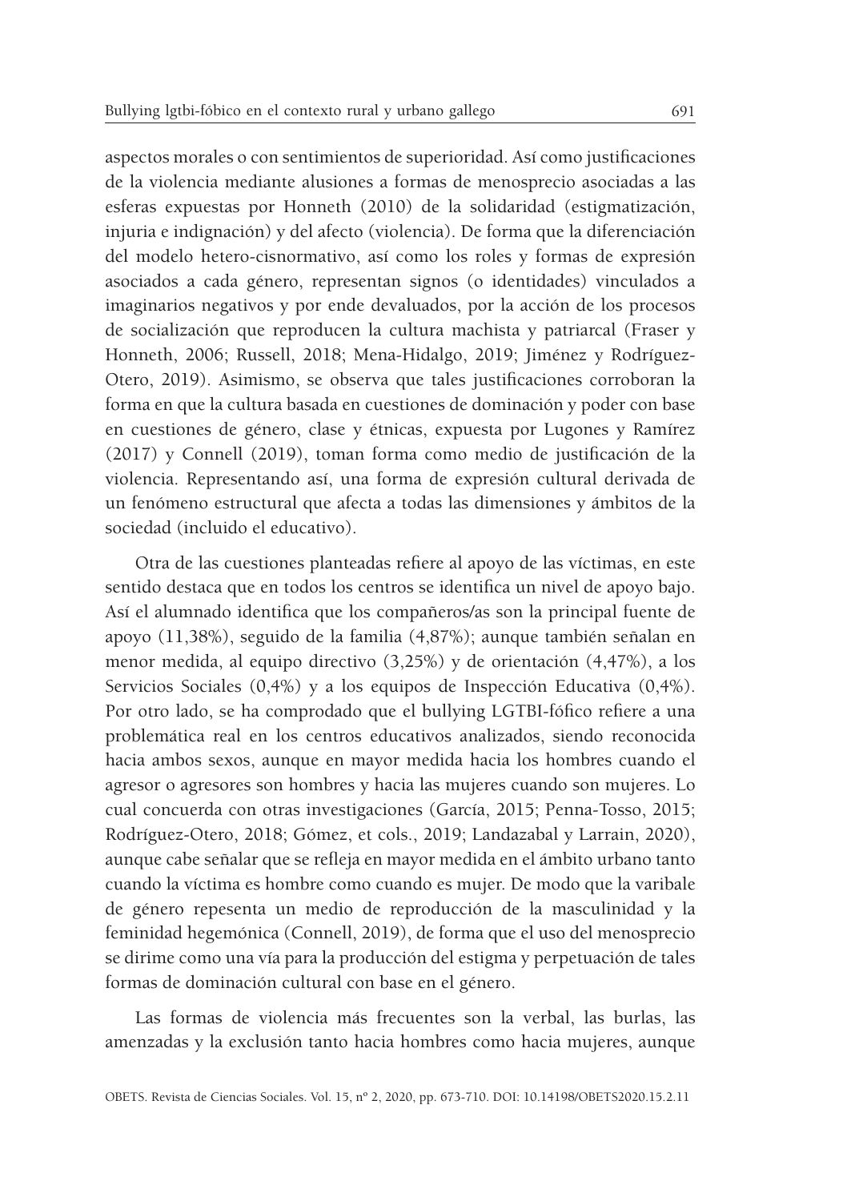aspectos morales o con sentimientos de superioridad. Así como justificaciones de la violencia mediante alusiones a formas de menosprecio asociadas a las esferas expuestas por Honneth (2010) de la solidaridad (estigmatización, injuria e indignación) y del afecto (violencia). De forma que la diferenciación del modelo hetero-cisnormativo, así como los roles y formas de expresión asociados a cada género, representan signos (o identidades) vinculados a imaginarios negativos y por ende devaluados, por la acción de los procesos de socialización que reproducen la cultura machista y patriarcal (Fraser y Honneth, 2006; Russell, 2018; Mena-Hidalgo, 2019; Jiménez y Rodríguez-Otero, 2019). Asimismo, se observa que tales justificaciones corroboran la forma en que la cultura basada en cuestiones de dominación y poder con base en cuestiones de género, clase y étnicas, expuesta por Lugones y Ramírez (2017) y Connell (2019), toman forma como medio de justificación de la violencia. Representando así, una forma de expresión cultural derivada de un fenómeno estructural que afecta a todas las dimensiones y ámbitos de la sociedad (incluido el educativo).

Otra de las cuestiones planteadas refiere al apoyo de las víctimas, en este sentido destaca que en todos los centros se identifica un nivel de apoyo bajo. Así el alumnado identifica que los compañeros/as son la principal fuente de apoyo (11,38%), seguido de la familia (4,87%); aunque también señalan en menor medida, al equipo directivo (3,25%) y de orientación (4,47%), a los Servicios Sociales (0,4%) y a los equipos de Inspección Educativa (0,4%). Por otro lado, se ha comprodado que el bullying LGTBI-fófico refiere a una problemática real en los centros educativos analizados, siendo reconocida hacia ambos sexos, aunque en mayor medida hacia los hombres cuando el agresor o agresores son hombres y hacia las mujeres cuando son mujeres. Lo cual concuerda con otras investigaciones (García, 2015; Penna-Tosso, 2015; Rodríguez-Otero, 2018; Gómez, et cols., 2019; Landazabal y Larrain, 2020), aunque cabe señalar que se refleja en mayor medida en el ámbito urbano tanto cuando la víctima es hombre como cuando es mujer. De modo que la varibale de género repesenta un medio de reproducción de la masculinidad y la feminidad hegemónica (Connell, 2019), de forma que el uso del menosprecio se dirime como una vía para la producción del estigma y perpetuación de tales formas de dominación cultural con base en el género.

Las formas de violencia más frecuentes son la verbal, las burlas, las amenzadas y la exclusión tanto hacia hombres como hacia mujeres, aunque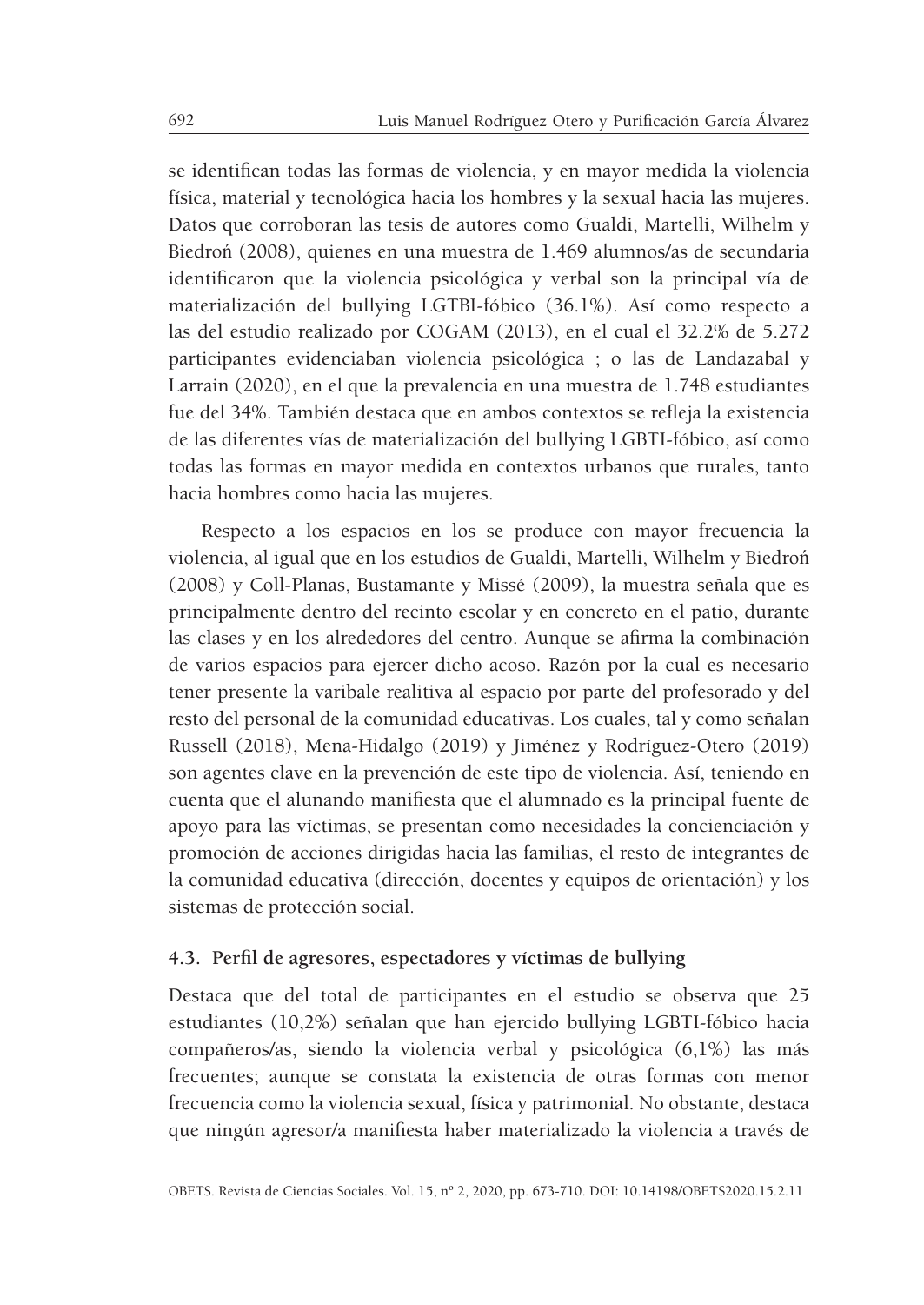se identifican todas las formas de violencia, y en mayor medida la violencia física, material y tecnológica hacia los hombres y la sexual hacia las mujeres. Datos que corroboran las tesis de autores como Gualdi, Martelli, Wilhelm y Biedroń (2008), quienes en una muestra de 1.469 alumnos/as de secundaria identificaron que la violencia psicológica y verbal son la principal vía de materialización del bullying LGTBI-fóbico (36.1%). Así como respecto a las del estudio realizado por COGAM (2013), en el cual el 32.2% de 5.272 participantes evidenciaban violencia psicológica ; o las de Landazabal y Larrain (2020), en el que la prevalencia en una muestra de 1.748 estudiantes fue del 34%. También destaca que en ambos contextos se refleja la existencia de las diferentes vías de materialización del bullying LGBTI-fóbico, así como todas las formas en mayor medida en contextos urbanos que rurales, tanto hacia hombres como hacia las mujeres.

Respecto a los espacios en los se produce con mayor frecuencia la violencia, al igual que en los estudios de Gualdi, Martelli, Wilhelm y Biedroń (2008) y Coll-Planas, Bustamante y Missé (2009), la muestra señala que es principalmente dentro del recinto escolar y en concreto en el patio, durante las clases y en los alrededores del centro. Aunque se afirma la combinación de varios espacios para ejercer dicho acoso. Razón por la cual es necesario tener presente la varibale realitiva al espacio por parte del profesorado y del resto del personal de la comunidad educativas. Los cuales, tal y como señalan Russell (2018), Mena-Hidalgo (2019) y Jiménez y Rodríguez-Otero (2019) son agentes clave en la prevención de este tipo de violencia. Así, teniendo en cuenta que el alunando manifiesta que el alumnado es la principal fuente de apoyo para las víctimas, se presentan como necesidades la concienciación y promoción de acciones dirigidas hacia las familias, el resto de integrantes de la comunidad educativa (dirección, docentes y equipos de orientación) y los sistemas de protección social.

### 4.3. Perfil de agresores, espectadores y víctimas de bullying

Destaca que del total de participantes en el estudio se observa que 25 estudiantes (10,2%) señalan que han ejercido bullying LGBTI-fóbico hacia compañeros/as, siendo la violencia verbal y psicológica (6,1%) las más frecuentes; aunque se constata la existencia de otras formas con menor frecuencia como la violencia sexual, física y patrimonial. No obstante, destaca que ningún agresor/a manifiesta haber materializado la violencia a través de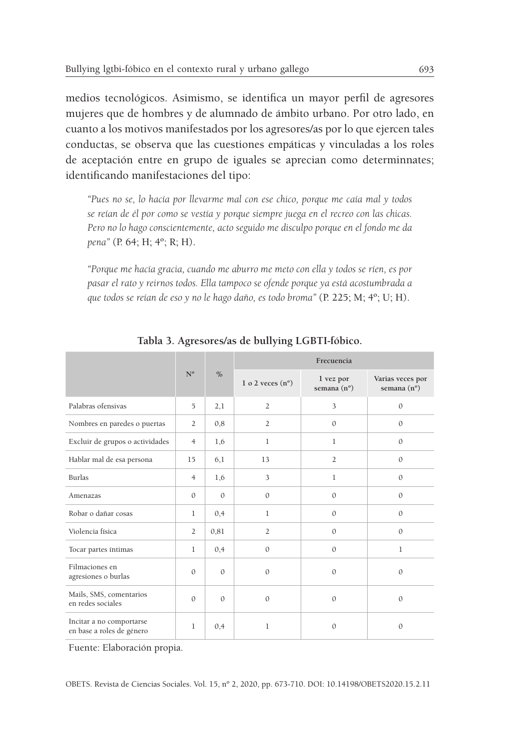medios tecnológicos. Asimismo, se identifica un mayor perfil de agresores mujeres que de hombres y de alumnado de ámbito urbano. Por otro lado, en cuanto a los motivos manifestados por los agresores/as por lo que ejercen tales conductas, se observa que las cuestiones empáticas y vinculadas a los roles de aceptación entre en grupo de iguales se aprecian como determinnates; identificando manifestaciones del tipo:

> *"Pues no se, lo hacía por llevarme mal con ese chico, porque me caía mal y todos se reían de él por como se vestía y porque siempre juega en el recreo con las chicas. Pero no lo hago conscientemente, acto seguido me disculpo porque en el fondo me da pena"* (P. 64; H; 4º; R; H).

> *"Porque me hacía gracia, cuando me aburro me meto con ella y todos se ríen, es por pasar el rato y reirnos todos. Ella tampoco se ofende porque ya está acostumbrada a que todos se reían de eso y no le hago daño, es todo broma"* (P. 225; M; 4º; U; H).

**Tabla 3. Agresores/as de bullying LGBTI-fóbico.**

| | Nº | % | Frecuencia | | |
|---|---|---|---|---|---|
| | | | 1 o 2 veces (nº) | 1 vez por semana (nº) | Varias veces por semana (nº) |
| Palabras ofensivas | 5 | 2,1 | 2 | 3 | 0 |
| Nombres en paredes o puertas | 2 | 0,8 | 2 | 0 | 0 |
| Excluir de grupos o actividades | 4 | 1,6 | 1 | 1 | 0 |
| Hablar mal de esa persona | 15 | 6,1 | 13 | 2 | 0 |
| Burlas | 4 | 1,6 | 3 | 1 | 0 |
| Amenazas | 0 | 0 | 0 | 0 | 0 |
| Robar o dañar cosas | 1 | 0,4 | 1 | 0 | 0 |
| Violencia física | 2 | 0,81 | 2 | 0 | 0 |
| Tocar partes íntimas | 1 | 0,4 | 0 | 0 | 1 |
| Filmaciones en agresiones o burlas | 0 | 0 | 0 | 0 | 0 |
| Mails, SMS, comentarios en redes sociales | 0 | 0 | 0 | 0 | 0 |
| Incitar a no comportarse en base a roles de género | 1 | 0,4 | 1 | 0 | 0 |

Fuente: Elaboración propia.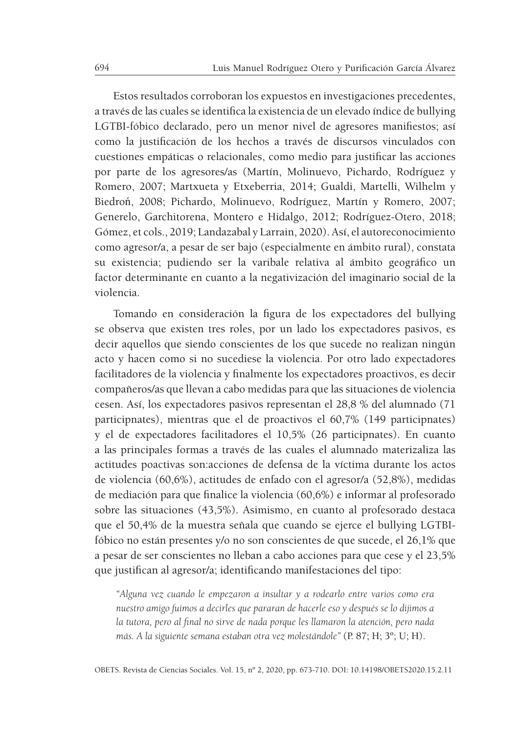Estos resultados corroboran los expuestos en investigaciones precedentes, a través de las cuales se identifica la existencia de un elevado índice de bullying LGTBI-fóbico declarado, pero un menor nivel de agresores manifiestos; así como la justificación de los hechos a través de discursos vinculados con cuestiones empáticas o relacionales, como medio para justificar las acciones por parte de los agresores/as (Martín, Molinuevo, Pichardo, Rodríguez y Romero, 2007; Martxueta y Etxeberria, 2014; Gualdi, Martelli, Wilhelm y Biedroń, 2008; Pichardo, Molinuevo, Rodríguez, Martín y Romero, 2007; Generelo, Garchitorena, Montero e Hidalgo, 2012; Rodríguez-Otero, 2018; Gómez, et cols., 2019; Landazabal y Larrain, 2020). Así, el autoreconocimiento como agresor/a, a pesar de ser bajo (especialmente en ámbito rural), constata su existencia; pudiendo ser la varibale relativa al ámbito geográfico un factor determinante en cuanto a la negativización del imaginario social de la violencia.

Tomando en consideración la figura de los expectadores del bullying se observa que existen tres roles, por un lado los expectadores pasivos, es decir aquellos que siendo conscientes de los que sucede no realizan ningún acto y hacen como si no sucediese la violencia. Por otro lado expectadores facilitadores de la violencia y finalmente los expectadores proactivos, es decir compañeros/as que llevan a cabo medidas para que las situaciones de violencia cesen. Así, los expectadores pasivos representan el 28,8 % del alumnado (71 participnates), mientras que el de proactivos el 60,7% (149 participnates) y el de expectadores facilitadores el 10,5% (26 participnates). En cuanto a las principales formas a través de las cuales el alumnado materizaliza las actitudes poactivas son:acciones de defensa de la víctima durante los actos de violencia (60,6%), actitudes de enfado con el agresor/a (52,8%), medidas de mediación para que finalice la violencia (60,6%) e informar al profesorado sobre las situaciones (43,5%). Asimismo, en cuanto al profesorado destaca que el 50,4% de la muestra señala que cuando se ejerce el bullying LGTBI-fóbico no están presentes y/o no son conscientes de que sucede, el 26,1% que a pesar de ser conscientes no llevan a cabo acciones para que cese y el 23,5% que justifican al agresor/a; identificando manifestaciones del tipo:

> *"Alguna vez cuando le empezaron a insultar y a rodearlo entre varios como era nuestro amigo fuimos a decirles que pararan de hacerle eso y después se lo dijimos a la tutora, pero al final no sirve de nada porque les llamaron la atención, pero nada más. A la siguiente semana estaban otra vez molestándole"* (P. 87; H; 3º; U; H).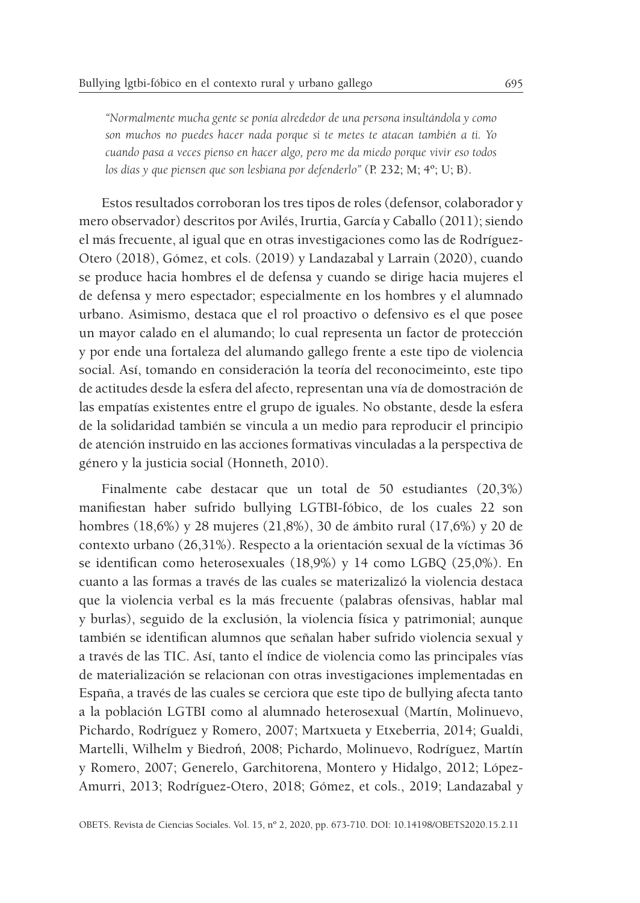*"Normalmente mucha gente se ponía alrededor de una persona insultándola y como son muchos no puedes hacer nada porque si te metes te atacan también a ti. Yo cuando pasa a veces pienso en hacer algo, pero me da miedo porque vivir eso todos los días y que piensen que son lesbiana por defenderlo"* (P. 232; M; 4º; U; B).

Estos resultados corroboran los tres tipos de roles (defensor, colaborador y mero observador) descritos por Avilés, Irurtia, García y Caballo (2011); siendo el más frecuente, al igual que en otras investigaciones como las de Rodríguez-Otero (2018), Gómez, et cols. (2019) y Landazabal y Larrain (2020), cuando se produce hacia hombres el de defensa y cuando se dirige hacia mujeres el de defensa y mero espectador; especialmente en los hombres y el alumnado urbano. Asimismo, destaca que el rol proactivo o defensivo es el que posee un mayor calado en el alumando; lo cual representa un factor de protección y por ende una fortaleza del alumando gallego frente a este tipo de violencia social. Así, tomando en consideración la teoría del reconocimeinto, este tipo de actitudes desde la esfera del afecto, representan una vía de domostración de las empatías existentes entre el grupo de iguales. No obstante, desde la esfera de la solidaridad también se vincula a un medio para reproducir el principio de atención instruido en las acciones formativas vinculadas a la perspectiva de género y la justicia social (Honneth, 2010).

Finalmente cabe destacar que un total de 50 estudiantes (20,3%) manifiestan haber sufrido bullying LGTBI-fóbico, de los cuales 22 son hombres (18,6%) y 28 mujeres (21,8%), 30 de ámbito rural (17,6%) y 20 de contexto urbano (26,31%). Respecto a la orientación sexual de la víctimas 36 se identifican como heterosexuales (18,9%) y 14 como LGBQ (25,0%). En cuanto a las formas a través de las cuales se materizalizó la violencia destaca que la violencia verbal es la más frecuente (palabras ofensivas, hablar mal y burlas), seguido de la exclusión, la violencia física y patrimonial; aunque también se identifican alumnos que señalan haber sufrido violencia sexual y a través de las TIC. Así, tanto el índice de violencia como las principales vías de materialización se relacionan con otras investigaciones implementadas en España, a través de las cuales se cerciora que este tipo de bullying afecta tanto a la población LGTBI como al alumnado heterosexual (Martín, Molinuevo, Pichardo, Rodríguez y Romero, 2007; Martxueta y Etxeberria, 2014; Gualdi, Martelli, Wilhelm y Biedroń, 2008; Pichardo, Molinuevo, Rodríguez, Martín y Romero, 2007; Generelo, Garchitorena, Montero y Hidalgo, 2012; López-Amurri, 2013; Rodríguez-Otero, 2018; Gómez, et cols., 2019; Landazabal y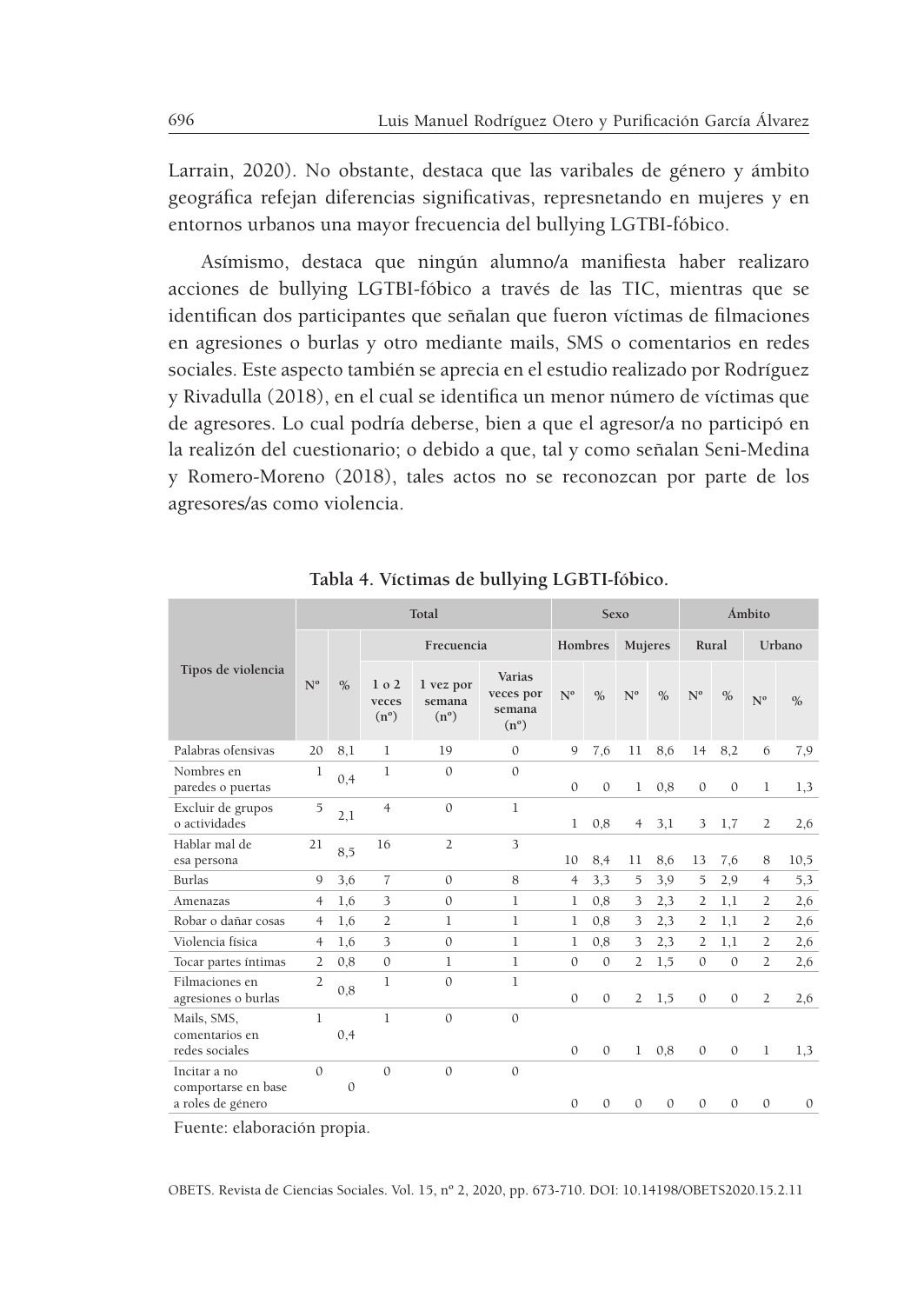Larrain, 2020). No obstante, destaca que las varibales de género y ámbito geográfica refejan diferencias significativas, represnetando en mujeres y en entornos urbanos una mayor frecuencia del bullying LGTBI-fóbico.

Asímismo, destaca que ningún alumno/a manifiesta haber realizaro acciones de bullying LGTBI-fóbico a través de las TIC, mientras que se identifican dos participantes que señalan que fueron víctimas de filmaciones en agresiones o burlas y otro mediante mails, SMS o comentarios en redes sociales. Este aspecto también se aprecia en el estudio realizado por Rodríguez y Rivadulla (2018), en el cual se identifica un menor número de víctimas que de agresores. Lo cual podría deberse, bien a que el agresor/a no participó en la realizón del cuestionario; o debido a que, tal y como señalan Seni-Medina y Romero-Moreno (2018), tales actos no se reconozcan por parte de los agresores/as como violencia.

**Tabla 4. Víctimas de bullying LGBTI-fóbico.**

| Tipos de violencia | Total | | | | | Sexo | | | | Ámbito | | | |
|---|---|---|---|---|---|---|---|---|---|---|---|---|---|
| | | | Frecuencia | | | Hombres | | Mujeres | | Rural | | Urbano | |
| | Nº | % | 1 o 2 veces (nº) | 1 vez por semana (nº) | Varias veces por semana (nº) | Nº | % | Nº | % | Nº | % | Nº | % |
| Palabras ofensivas | 20 | 8,1 | 1 | 19 | 0 | 9 | 7,6 | 11 | 8,6 | 14 | 8,2 | 6 | 7,9 |
| Nombres en paredes o puertas | 1 | 0,4 | 1 | 0 | 0 | 0 | 0 | 1 | 0,8 | 0 | 0 | 1 | 1,3 |
| Excluir de grupos o actividades | 5 | 2,1 | 4 | 0 | 1 | 1 | 0,8 | 4 | 3,1 | 3 | 1,7 | 2 | 2,6 |
| Hablar mal de esa persona | 21 | 8,5 | 16 | 2 | 3 | 10 | 8,4 | 11 | 8,6 | 13 | 7,6 | 8 | 10,5 |
| Burlas | 9 | 3,6 | 7 | 0 | 8 | 4 | 3,3 | 5 | 3,9 | 5 | 2,9 | 4 | 5,3 |
| Amenazas | 4 | 1,6 | 3 | 0 | 1 | 1 | 0,8 | 3 | 2,3 | 2 | 1,1 | 2 | 2,6 |
| Robar o dañar cosas | 4 | 1,6 | 2 | 1 | 1 | 1 | 0,8 | 3 | 2,3 | 2 | 1,1 | 2 | 2,6 |
| Violencia física | 4 | 1,6 | 3 | 0 | 1 | 1 | 0,8 | 3 | 2,3 | 2 | 1,1 | 2 | 2,6 |
| Tocar partes íntimas | 2 | 0,8 | 0 | 1 | 1 | 0 | 0 | 2 | 1,5 | 0 | 0 | 2 | 2,6 |
| Filmaciones en agresiones o burlas | 2 | 0,8 | 1 | 0 | 1 | 0 | 0 | 2 | 1,5 | 0 | 0 | 2 | 2,6 |
| Mails, SMS, comentarios en redes sociales | 1 | 0,4 | 1 | 0 | 0 | 0 | 0 | 1 | 0,8 | 0 | 0 | 1 | 1,3 |
| Incitar a no comportarse en base a roles de género | 0 | 0 | 0 | 0 | 0 | 0 | 0 | 0 | 0 | 0 | 0 | 0 | 0 |

Fuente: elaboración propia.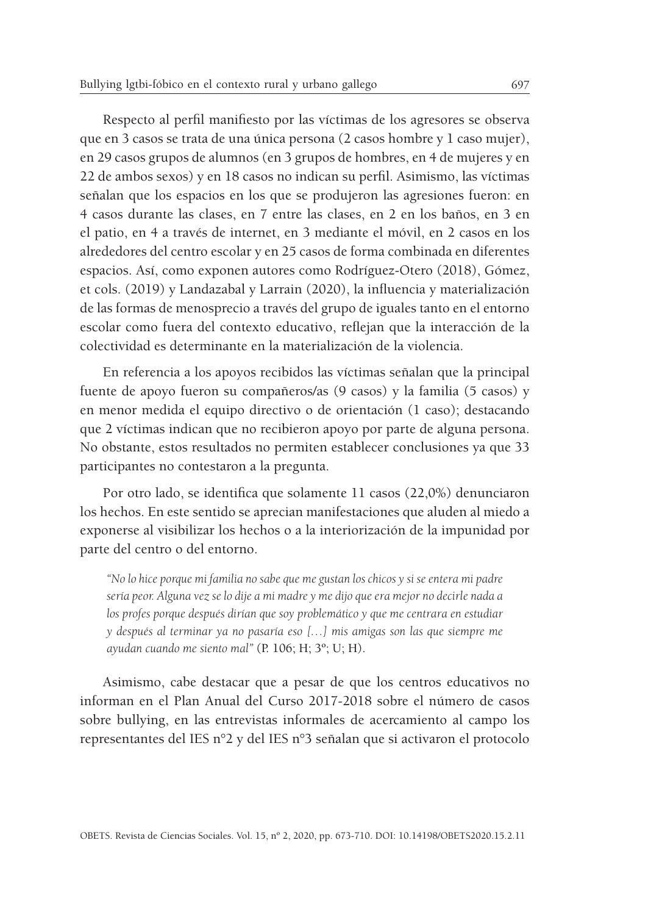Respecto al perfil manifiesto por las víctimas de los agresores se observa que en 3 casos se trata de una única persona (2 casos hombre y 1 caso mujer), en 29 casos grupos de alumnos (en 3 grupos de hombres, en 4 de mujeres y en 22 de ambos sexos) y en 18 casos no indican su perfil. Asimismo, las víctimas señalan que los espacios en los que se produjeron las agresiones fueron: en 4 casos durante las clases, en 7 entre las clases, en 2 en los baños, en 3 en el patio, en 4 a través de internet, en 3 mediante el móvil, en 2 casos en los alrededores del centro escolar y en 25 casos de forma combinada en diferentes espacios. Así, como exponen autores como Rodríguez-Otero (2018), Gómez, et cols. (2019) y Landazabal y Larrain (2020), la influencia y materialización de las formas de menosprecio a través del grupo de iguales tanto en el entorno escolar como fuera del contexto educativo, reflejan que la interacción de la colectividad es determinante en la materialización de la violencia.

En referencia a los apoyos recibidos las víctimas señalan que la principal fuente de apoyo fueron su compañeros/as (9 casos) y la familia (5 casos) y en menor medida el equipo directivo o de orientación (1 caso); destacando que 2 víctimas indican que no recibieron apoyo por parte de alguna persona. No obstante, estos resultados no permiten establecer conclusiones ya que 33 participantes no contestaron a la pregunta.

Por otro lado, se identifica que solamente 11 casos (22,0%) denunciaron los hechos. En este sentido se aprecian manifestaciones que aluden al miedo a exponerse al visibilizar los hechos o a la interiorización de la impunidad por parte del centro o del entorno.

> *"No lo hice porque mi familia no sabe que me gustan los chicos y si se entera mi padre sería peor. Alguna vez se lo dije a mi madre y me dijo que era mejor no decirle nada a los profes porque después dirían que soy problemático y que me centrara en estudiar y después al terminar ya no pasaría eso […] mis amigas son las que siempre me ayudan cuando me siento mal"* (P. 106; H; 3º; U; H).

Asimismo, cabe destacar que a pesar de que los centros educativos no informan en el Plan Anual del Curso 2017-2018 sobre el número de casos sobre bullying, en las entrevistas informales de acercamiento al campo los representantes del IES n°2 y del IES n°3 señalan que si activaron el protocolo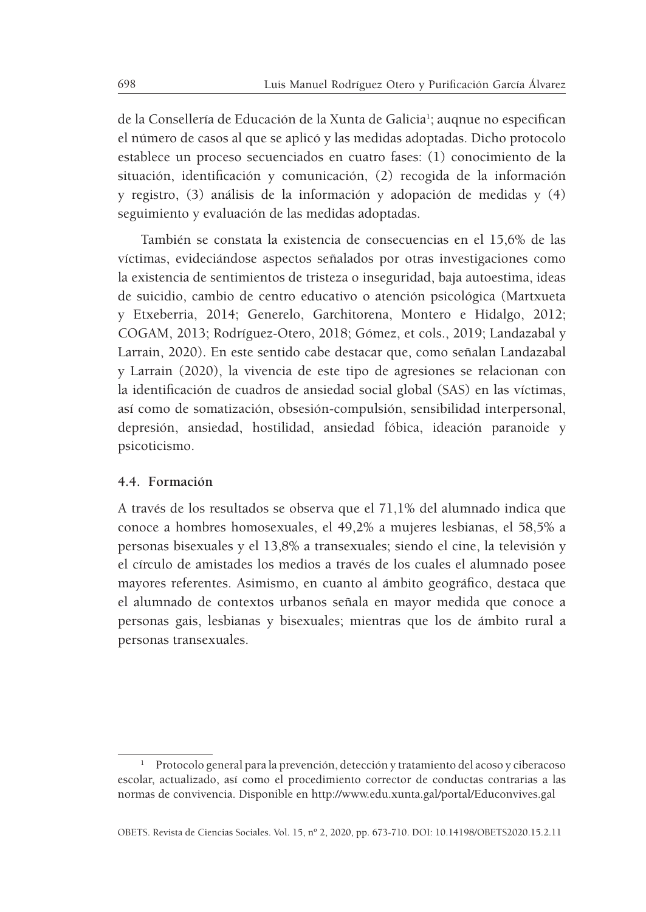de la Consellería de Educación de la Xunta de Galicia[1]; auqnue no especifican el número de casos al que se aplicó y las medidas adoptadas. Dicho protocolo establece un proceso secuenciados en cuatro fases: (1) conocimiento de la situación, identificación y comunicación, (2) recogida de la información y registro, (3) análisis de la información y adopación de medidas y (4) seguimiento y evaluación de las medidas adoptadas.

También se constata la existencia de consecuencias en el 15,6% de las víctimas, evideciándose aspectos señalados por otras investigaciones como la existencia de sentimientos de tristeza o inseguridad, baja autoestima, ideas de suicidio, cambio de centro educativo o atención psicológica (Martxueta y Etxeberria, 2014; Generelo, Garchitorena, Montero e Hidalgo, 2012; COGAM, 2013; Rodríguez-Otero, 2018; Gómez, et cols., 2019; Landazabal y Larrain, 2020). En este sentido cabe destacar que, como señalan Landazabal y Larrain (2020), la vivencia de este tipo de agresiones se relacionan con la identificación de cuadros de ansiedad social global (SAS) en las víctimas, así como de somatización, obsesión-compulsión, sensibilidad interpersonal, depresión, ansiedad, hostilidad, ansiedad fóbica, ideación paranoide y psicoticismo.

### 4.4. Formación

A través de los resultados se observa que el 71,1% del alumnado indica que conoce a hombres homosexuales, el 49,2% a mujeres lesbianas, el 58,5% a personas bisexuales y el 13,8% a transexuales; siendo el cine, la televisión y el círculo de amistades los medios a través de los cuales el alumnado posee mayores referentes. Asimismo, en cuanto al ámbito geográfico, destaca que el alumnado de contextos urbanos señala en mayor medida que conoce a personas gais, lesbianas y bisexuales; mientras que los de ámbito rural a personas transexuales.

---

[1] Protocolo general para la prevención, detección y tratamiento del acoso y ciberacoso escolar, actualizado, así como el procedimiento corrector de conductas contrarias a las normas de convivencia. Disponible en http://www.edu.xunta.gal/portal/Educonvives.gal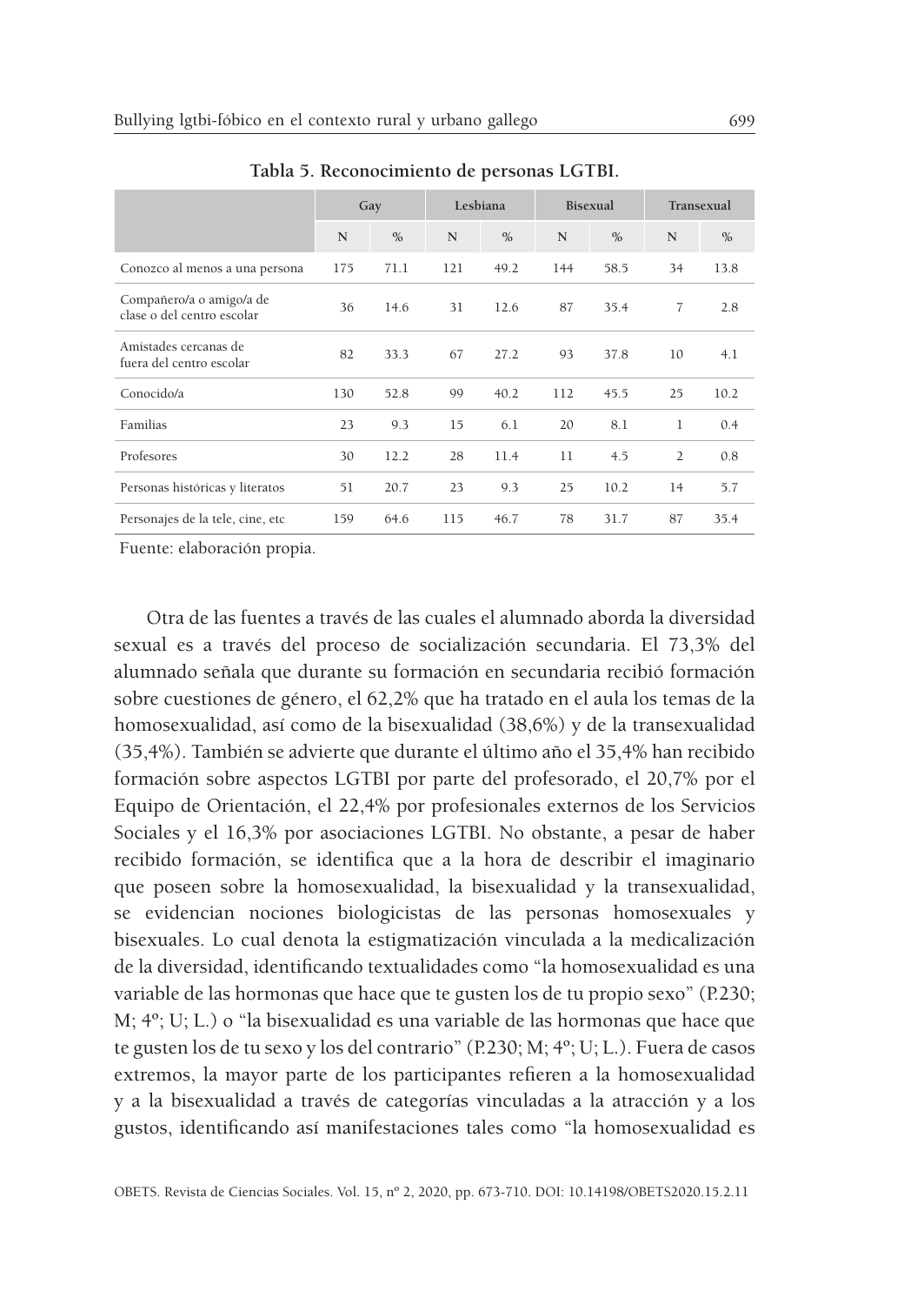**Tabla 5. Reconocimiento de personas LGTBI.**

| | Gay | | Lesbiana | | Bisexual | | Transexual | |
|---|---|---|---|---|---|---|---|---|
| | N | % | N | % | N | % | N | % |
| Conozco al menos a una persona | 175 | 71.1 | 121 | 49.2 | 144 | 58.5 | 34 | 13.8 |
| Compañero/a o amigo/a de clase o del centro escolar | 36 | 14.6 | 31 | 12.6 | 87 | 35.4 | 7 | 2.8 |
| Amistades cercanas de fuera del centro escolar | 82 | 33.3 | 67 | 27.2 | 93 | 37.8 | 10 | 4.1 |
| Conocido/a | 130 | 52.8 | 99 | 40.2 | 112 | 45.5 | 25 | 10.2 |
| Familias | 23 | 9.3 | 15 | 6.1 | 20 | 8.1 | 1 | 0.4 |
| Profesores | 30 | 12.2 | 28 | 11.4 | 11 | 4.5 | 2 | 0.8 |
| Personas históricas y literatos | 51 | 20.7 | 23 | 9.3 | 25 | 10.2 | 14 | 5.7 |
| Personajes de la tele, cine, etc | 159 | 64.6 | 115 | 46.7 | 78 | 31.7 | 87 | 35.4 |

Fuente: elaboración propia.

Otra de las fuentes a través de las cuales el alumnado aborda la diversidad sexual es a través del proceso de socialización secundaria. El 73,3% del alumnado señala que durante su formación en secundaria recibió formación sobre cuestiones de género, el 62,2% que ha tratado en el aula los temas de la homosexualidad, así como de la bisexualidad (38,6%) y de la transexualidad (35,4%). También se advierte que durante el último año el 35,4% han recibido formación sobre aspectos LGTBI por parte del profesorado, el 20,7% por el Equipo de Orientación, el 22,4% por profesionales externos de los Servicios Sociales y el 16,3% por asociaciones LGTBI. No obstante, a pesar de haber recibido formación, se identifica que a la hora de describir el imaginario que poseen sobre la homosexualidad, la bisexualidad y la transexualidad, se evidencian nociones biologicistas de las personas homosexuales y bisexuales. Lo cual denota la estigmatización vinculada a la medicalización de la diversidad, identificando textualidades como "la homosexualidad es una variable de las hormonas que hace que te gusten los de tu propio sexo" (P.230; M; 4º; U; L.) o "la bisexualidad es una variable de las hormonas que hace que te gusten los de tu sexo y los del contrario" (P.230; M; 4º; U; L.). Fuera de casos extremos, la mayor parte de los participantes refieren a la homosexualidad y a la bisexualidad a través de categorías vinculadas a la atracción y a los gustos, identificando así manifestaciones tales como "la homosexualidad es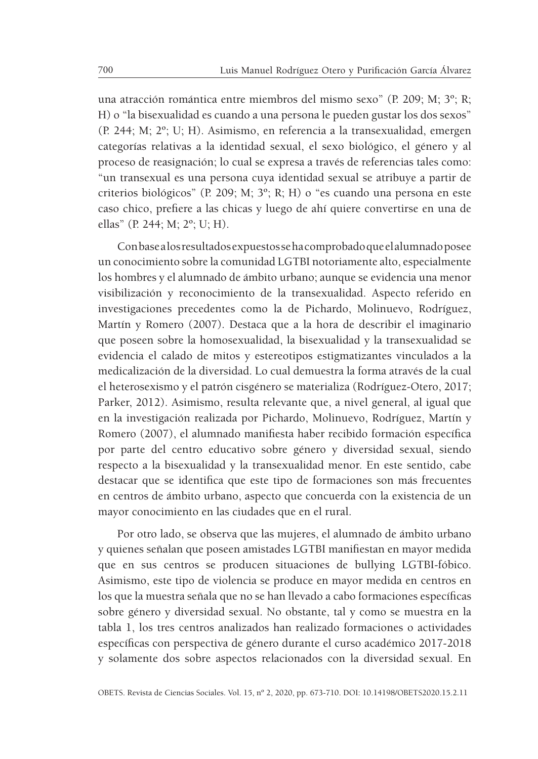una atracción romántica entre miembros del mismo sexo" (P. 209; M; 3º; R; H) o "la bisexualidad es cuando a una persona le pueden gustar los dos sexos" (P. 244; M; 2º; U; H). Asimismo, en referencia a la transexualidad, emergen categorías relativas a la identidad sexual, el sexo biológico, el género y al proceso de reasignación; lo cual se expresa a través de referencias tales como: "un transexual es una persona cuya identidad sexual se atribuye a partir de criterios biológicos" (P. 209; M; 3º; R; H) o "es cuando una persona en este caso chico, prefiere a las chicas y luego de ahí quiere convertirse en una de ellas" (P. 244; M; 2º; U; H).

Con base a los resultados expuestos se ha comprobado que el alumnado posee un conocimiento sobre la comunidad LGTBI notoriamente alto, especialmente los hombres y el alumnado de ámbito urbano; aunque se evidencia una menor visibilización y reconocimiento de la transexualidad. Aspecto referido en investigaciones precedentes como la de Pichardo, Molinuevo, Rodríguez, Martín y Romero (2007). Destaca que a la hora de describir el imaginario que poseen sobre la homosexualidad, la bisexualidad y la transexualidad se evidencia el calado de mitos y estereotipos estigmatizantes vinculados a la medicalización de la diversidad. Lo cual demuestra la forma através de la cual el heterosexismo y el patrón cisgénero se materializa (Rodríguez-Otero, 2017; Parker, 2012). Asimismo, resulta relevante que, a nivel general, al igual que en la investigación realizada por Pichardo, Molinuevo, Rodríguez, Martín y Romero (2007), el alumnado manifiesta haber recibido formación específica por parte del centro educativo sobre género y diversidad sexual, siendo respecto a la bisexualidad y la transexualidad menor. En este sentido, cabe destacar que se identifica que este tipo de formaciones son más frecuentes en centros de ámbito urbano, aspecto que concuerda con la existencia de un mayor conocimiento en las ciudades que en el rural.

Por otro lado, se observa que las mujeres, el alumnado de ámbito urbano y quienes señalan que poseen amistades LGTBI manifiestan en mayor medida que en sus centros se producen situaciones de bullying LGTBI-fóbico. Asimismo, este tipo de violencia se produce en mayor medida en centros en los que la muestra señala que no se han llevado a cabo formaciones específicas sobre género y diversidad sexual. No obstante, tal y como se muestra en la tabla 1, los tres centros analizados han realizado formaciones o actividades específicas con perspectiva de género durante el curso académico 2017-2018 y solamente dos sobre aspectos relacionados con la diversidad sexual. En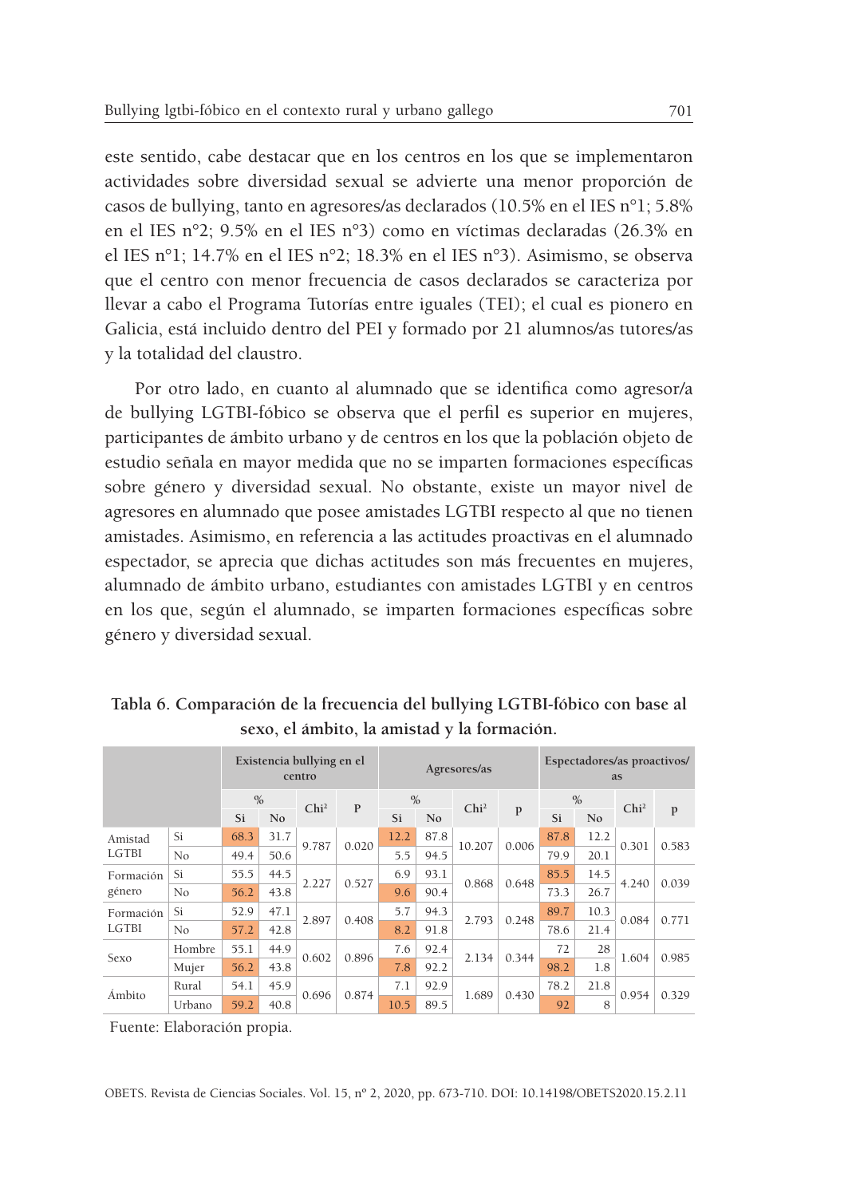este sentido, cabe destacar que en los centros en los que se implementaron actividades sobre diversidad sexual se advierte una menor proporción de casos de bullying, tanto en agresores/as declarados (10.5% en el IES n°1; 5.8% en el IES n°2; 9.5% en el IES n°3) como en víctimas declaradas (26.3% en el IES n°1; 14.7% en el IES n°2; 18.3% en el IES n°3). Asimismo, se observa que el centro con menor frecuencia de casos declarados se caracteriza por llevar a cabo el Programa Tutorías entre iguales (TEI); el cual es pionero en Galicia, está incluido dentro del PEI y formado por 21 alumnos/as tutores/as y la totalidad del claustro.

Por otro lado, en cuanto al alumnado que se identifica como agresor/a de bullying LGTBI-fóbico se observa que el perfil es superior en mujeres, participantes de ámbito urbano y de centros en los que la población objeto de estudio señala en mayor medida que no se imparten formaciones específicas sobre género y diversidad sexual. No obstante, existe un mayor nivel de agresores en alumnado que posee amistades LGTBI respecto al que no tienen amistades. Asimismo, en referencia a las actitudes proactivas en el alumnado espectador, se aprecia que dichas actitudes son más frecuentes en mujeres, alumnado de ámbito urbano, estudiantes con amistades LGTBI y en centros en los que, según el alumnado, se imparten formaciones específicas sobre género y diversidad sexual.

**Tabla 6. Comparación de la frecuencia del bullying LGTBI-fóbico con base al sexo, el ámbito, la amistad y la formación.**

| | | Existencia bullying en el centro | | | | Agresores/as | | | | Espectadores/as proactivos/as | | | |
|---|---|---|---|---|---|---|---|---|---|---|---|---|---|
| | | % | | Chi² | P | % | | Chi² | p | % | | Chi² | p |
| | | Si | No | | | Si | No | | | Si | No | | |
| Amistad LGTBI | Si | 68.3 | 31.7 | 9.787 | 0.020 | 12.2 | 87.8 | 10.207 | 0.006 | 87.8 | 12.2 | 0.301 | 0.583 |
| | No | 49.4 | 50.6 | | | 5.5 | 94.5 | | | 79.9 | 20.1 | | |
| Formación género | Si | 55.5 | 44.5 | 2.227 | 0.527 | 6.9 | 93.1 | 0.868 | 0.648 | 85.5 | 14.5 | 4.240 | 0.039 |
| | No | 56.2 | 43.8 | | | 9.6 | 90.4 | | | 73.3 | 26.7 | | |
| Formación LGTBI | Si | 52.9 | 47.1 | 2.897 | 0.408 | 5.7 | 94.3 | 2.793 | 0.248 | 89.7 | 10.3 | 0.084 | 0.771 |
| | No | 57.2 | 42.8 | | | 8.2 | 91.8 | | | 78.6 | 21.4 | | |
| Sexo | Hombre | 55.1 | 44.9 | 0.602 | 0.896 | 7.6 | 92.4 | 2.134 | 0.344 | 72 | 28 | 1.604 | 0.985 |
| | Mujer | 56.2 | 43.8 | | | 7.8 | 92.2 | | | 98.2 | 1.8 | | |
| Ámbito | Rural | 54.1 | 45.9 | 0.696 | 0.874 | 7.1 | 92.9 | 1.689 | 0.430 | 78.2 | 21.8 | 0.954 | 0.329 |
| | Urbano | 59.2 | 40.8 | | | 10.5 | 89.5 | | | 92 | 8 | | |

Fuente: Elaboración propia.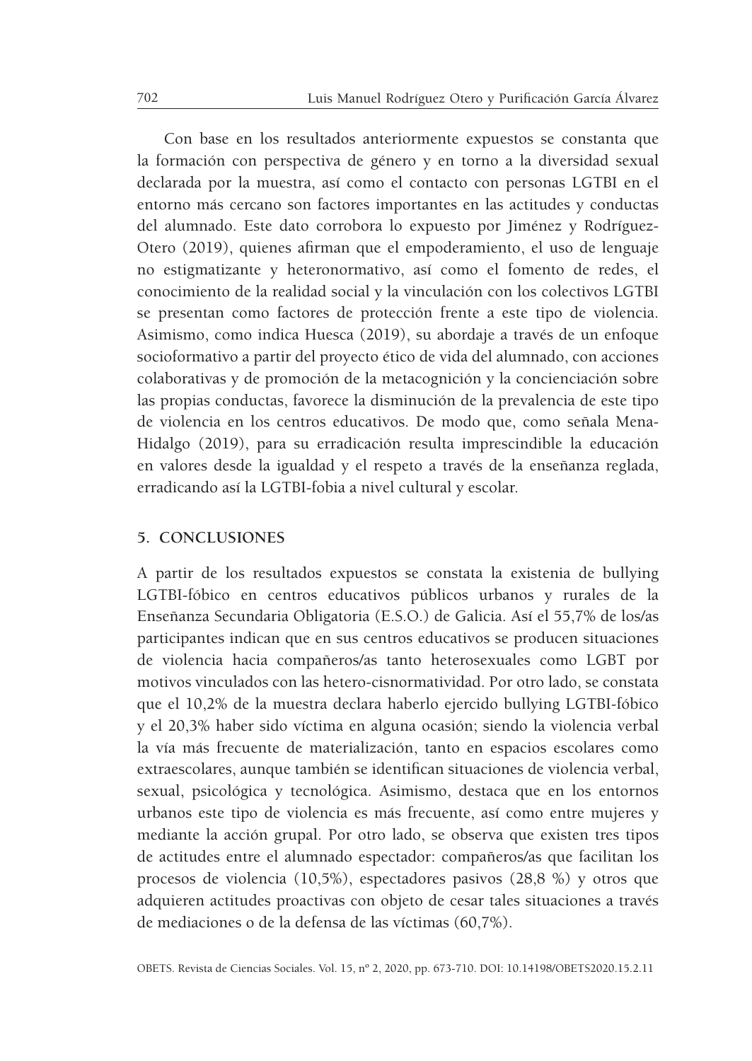Con base en los resultados anteriormente expuestos se constanta que la formación con perspectiva de género y en torno a la diversidad sexual declarada por la muestra, así como el contacto con personas LGTBI en el entorno más cercano son factores importantes en las actitudes y conductas del alumnado. Este dato corrobora lo expuesto por Jiménez y Rodríguez-Otero (2019), quienes afirman que el empoderamiento, el uso de lenguaje no estigmatizante y heteronormativo, así como el fomento de redes, el conocimiento de la realidad social y la vinculación con los colectivos LGTBI se presentan como factores de protección frente a este tipo de violencia. Asimismo, como indica Huesca (2019), su abordaje a través de un enfoque socioformativo a partir del proyecto ético de vida del alumnado, con acciones colaborativas y de promoción de la metacognición y la concienciación sobre las propias conductas, favorece la disminución de la prevalencia de este tipo de violencia en los centros educativos. De modo que, como señala Mena-Hidalgo (2019), para su erradicación resulta imprescindible la educación en valores desde la igualdad y el respeto a través de la enseñanza reglada, erradicando así la LGTBI-fobia a nivel cultural y escolar.

## 5. CONCLUSIONES

A partir de los resultados expuestos se constata la existenia de bullying LGTBI-fóbico en centros educativos públicos urbanos y rurales de la Enseñanza Secundaria Obligatoria (E.S.O.) de Galicia. Así el 55,7% de los/as participantes indican que en sus centros educativos se producen situaciones de violencia hacia compañeros/as tanto heterosexuales como LGBT por motivos vinculados con las hetero-cisnormatividad. Por otro lado, se constata que el 10,2% de la muestra declara haberlo ejercido bullying LGTBI-fóbico y el 20,3% haber sido víctima en alguna ocasión; siendo la violencia verbal la vía más frecuente de materialización, tanto en espacios escolares como extraescolares, aunque también se identifican situaciones de violencia verbal, sexual, psicológica y tecnológica. Asimismo, destaca que en los entornos urbanos este tipo de violencia es más frecuente, así como entre mujeres y mediante la acción grupal. Por otro lado, se observa que existen tres tipos de actitudes entre el alumnado espectador: compañeros/as que facilitan los procesos de violencia (10,5%), espectadores pasivos (28,8 %) y otros que adquieren actitudes proactivas con objeto de cesar tales situaciones a través de mediaciones o de la defensa de las víctimas (60,7%).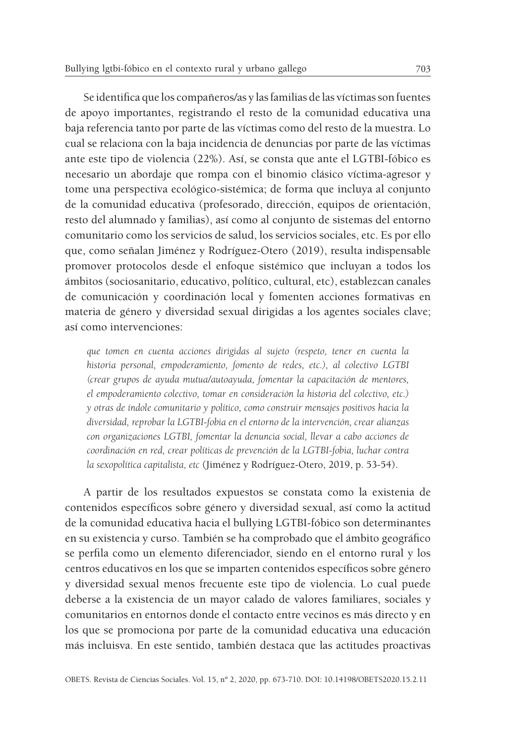Se identifica que los compañeros/as y las familias de las víctimas son fuentes de apoyo importantes, registrando el resto de la comunidad educativa una baja referencia tanto por parte de las víctimas como del resto de la muestra. Lo cual se relaciona con la baja incidencia de denuncias por parte de las víctimas ante este tipo de violencia (22%). Así, se consta que ante el LGTBI-fóbico es necesario un abordaje que rompa con el binomio clásico víctima-agresor y tome una perspectiva ecológico-sistémica; de forma que incluya al conjunto de la comunidad educativa (profesorado, dirección, equipos de orientación, resto del alumnado y familias), así como al conjunto de sistemas del entorno comunitario como los servicios de salud, los servicios sociales, etc. Es por ello que, como señalan Jiménez y Rodríguez-Otero (2019), resulta indispensable promover protocolos desde el enfoque sistémico que incluyan a todos los ámbitos (sociosanitario, educativo, político, cultural, etc), establezcan canales de comunicación y coordinación local y fomenten acciones formativas en materia de género y diversidad sexual dirigidas a los agentes sociales clave; así como intervenciones:

> *que tomen en cuenta acciones dirigidas al sujeto (respeto, tener en cuenta la historia personal, empoderamiento, fomento de redes, etc.), al colectivo LGTBI (crear grupos de ayuda mutua/autoayuda, fomentar la capacitación de mentores, el empoderamiento colectivo, tomar en consideración la historia del colectivo, etc.) y otras de índole comunitario y político, como construir mensajes positivos hacia la diversidad, reprobar la LGTBI-fobia en el entorno de la intervención, crear alianzas con organizaciones LGTBI, fomentar la denuncia social, llevar a cabo acciones de coordinación en red, crear políticas de prevención de la LGTBI-fobia, luchar contra la sexopolítica capitalista, etc* (Jiménez y Rodríguez-Otero, 2019, p. 53-54).

A partir de los resultados expuestos se constata como la existenia de contenidos específicos sobre género y diversidad sexual, así como la actitud de la comunidad educativa hacia el bullying LGTBI-fóbico son determinantes en su existencia y curso. También se ha comprobado que el ámbito geográfico se perfila como un elemento diferenciador, siendo en el entorno rural y los centros educativos en los que se imparten contenidos específicos sobre género y diversidad sexual menos frecuente este tipo de violencia. Lo cual puede deberse a la existencia de un mayor calado de valores familiares, sociales y comunitarios en entornos donde el contacto entre vecinos es más directo y en los que se promociona por parte de la comunidad educativa una educación más incluisva. En este sentido, también destaca que las actitudes proactivas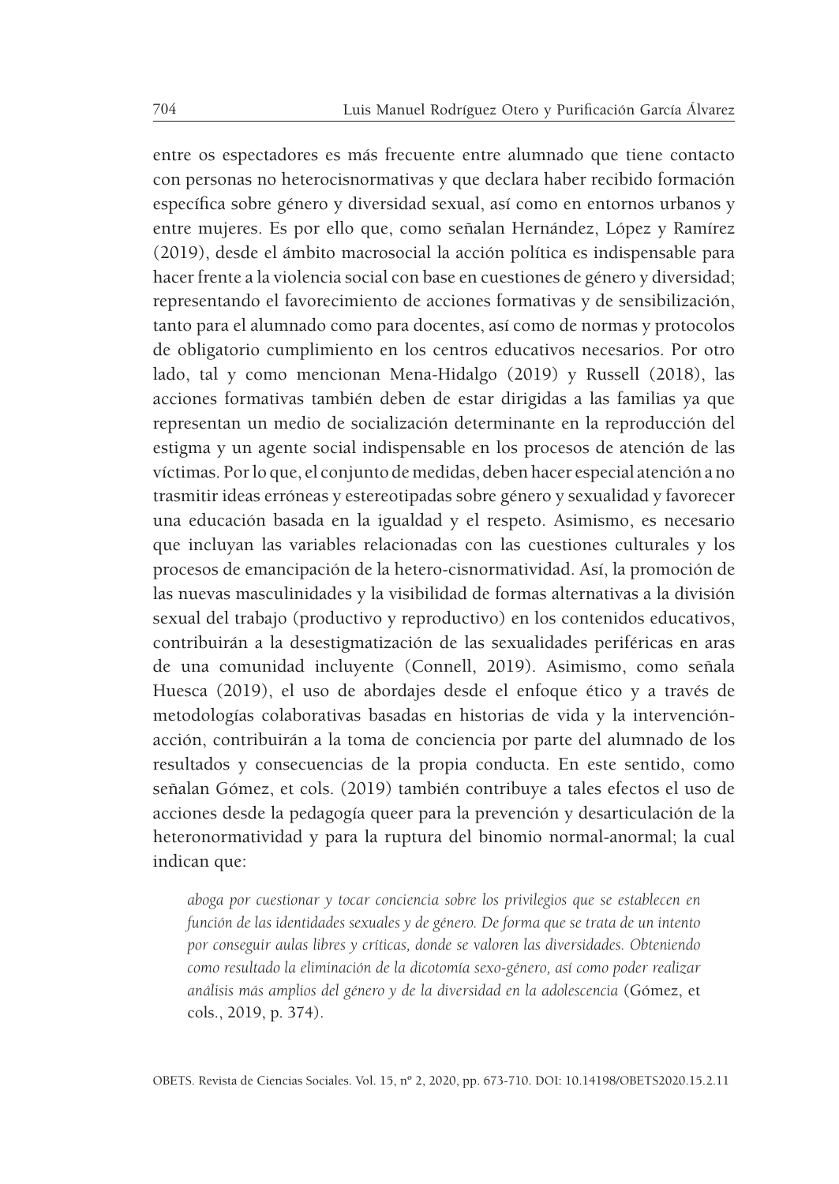entre os espectadores es más frecuente entre alumnado que tiene contacto con personas no heterocisnormativas y que declara haber recibido formación específica sobre género y diversidad sexual, así como en entornos urbanos y entre mujeres. Es por ello que, como señalan Hernández, López y Ramírez (2019), desde el ámbito macrosocial la acción política es indispensable para hacer frente a la violencia social con base en cuestiones de género y diversidad; representando el favorecimiento de acciones formativas y de sensibilización, tanto para el alumnado como para docentes, así como de normas y protocolos de obligatorio cumplimiento en los centros educativos necesarios. Por otro lado, tal y como mencionan Mena-Hidalgo (2019) y Russell (2018), las acciones formativas también deben de estar dirigidas a las familias ya que representan un medio de socialización determinante en la reproducción del estigma y un agente social indispensable en los procesos de atención de las víctimas. Por lo que, el conjunto de medidas, deben hacer especial atención a no trasmitir ideas erróneas y estereotipadas sobre género y sexualidad y favorecer una educación basada en la igualdad y el respeto. Asimismo, es necesario que incluyan las variables relacionadas con las cuestiones culturales y los procesos de emancipación de la hetero-cisnormatividad. Así, la promoción de las nuevas masculinidades y la visibilidad de formas alternativas a la división sexual del trabajo (productivo y reproductivo) en los contenidos educativos, contribuirán a la desestigmatización de las sexualidades periféricas en aras de una comunidad incluyente (Connell, 2019). Asimismo, como señala Huesca (2019), el uso de abordajes desde el enfoque ético y a través de metodologías colaborativas basadas en historias de vida y la intervención-acción, contribuirán a la toma de conciencia por parte del alumnado de los resultados y consecuencias de la propia conducta. En este sentido, como señalan Gómez, et cols. (2019) también contribuye a tales efectos el uso de acciones desde la pedagogía queer para la prevención y desarticulación de la heteronormatividad y para la ruptura del binomio normal-anormal; la cual indican que:

> *aboga por cuestionar y tocar conciencia sobre los privilegios que se establecen en función de las identidades sexuales y de género. De forma que se trata de un intento por conseguir aulas libres y críticas, donde se valoren las diversidades. Obteniendo como resultado la eliminación de la dicotomía sexo-género, así como poder realizar análisis más amplios del género y de la diversidad en la adolescencia* (Gómez, et cols., 2019, p. 374).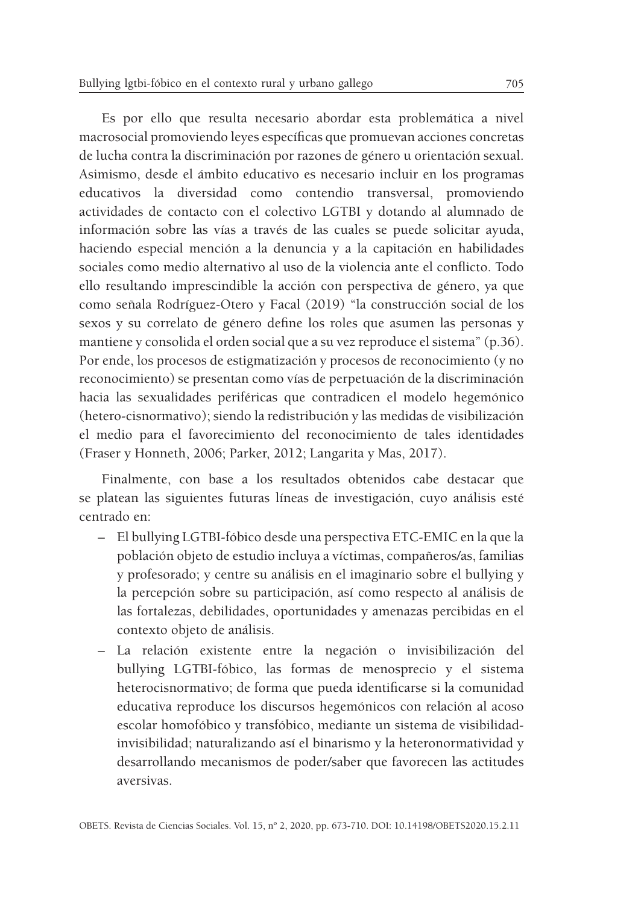Es por ello que resulta necesario abordar esta problemática a nivel macrosocial promoviendo leyes específicas que promuevan acciones concretas de lucha contra la discriminación por razones de género u orientación sexual. Asimismo, desde el ámbito educativo es necesario incluir en los programas educativos la diversidad como contendio transversal, promoviendo actividades de contacto con el colectivo LGTBI y dotando al alumnado de información sobre las vías a través de las cuales se puede solicitar ayuda, haciendo especial mención a la denuncia y a la capitación en habilidades sociales como medio alternativo al uso de la violencia ante el conflicto. Todo ello resultando imprescindible la acción con perspectiva de género, ya que como señala Rodríguez-Otero y Facal (2019) "la construcción social de los sexos y su correlato de género define los roles que asumen las personas y mantiene y consolida el orden social que a su vez reproduce el sistema" (p.36). Por ende, los procesos de estigmatización y procesos de reconocimiento (y no reconocimiento) se presentan como vías de perpetuación de la discriminación hacia las sexualidades periféricas que contradicen el modelo hegemónico (hetero-cisnormativo); siendo la redistribución y las medidas de visibilización el medio para el favorecimiento del reconocimiento de tales identidades (Fraser y Honneth, 2006; Parker, 2012; Langarita y Mas, 2017).

Finalmente, con base a los resultados obtenidos cabe destacar que se platean las siguientes futuras líneas de investigación, cuyo análisis esté centrado en:

- El bullying LGTBI-fóbico desde una perspectiva ETC-EMIC en la que la población objeto de estudio incluya a víctimas, compañeros/as, familias y profesorado; y centre su análisis en el imaginario sobre el bullying y la percepción sobre su participación, así como respecto al análisis de las fortalezas, debilidades, oportunidades y amenazas percibidas en el contexto objeto de análisis.
- La relación existente entre la negación o invisibilización del bullying LGTBI-fóbico, las formas de menosprecio y el sistema heterocisnormativo; de forma que pueda identificarse si la comunidad educativa reproduce los discursos hegemónicos con relación al acoso escolar homofóbico y transfóbico, mediante un sistema de visibilidad-invisibilidad; naturalizando así el binarismo y la heteronormatividad y desarrollando mecanismos de poder/saber que favorecen las actitudes aversivas.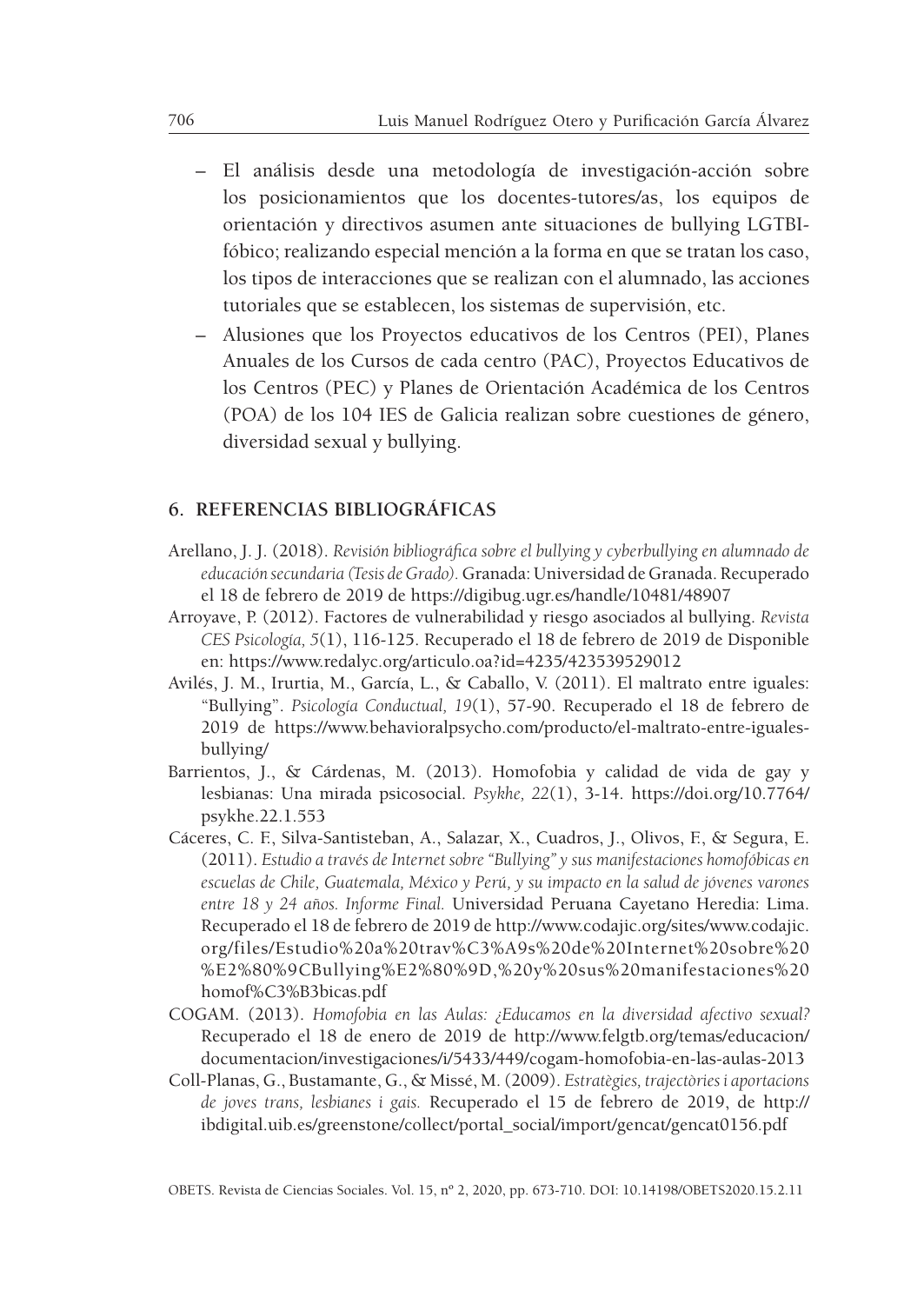- El análisis desde una metodología de investigación-acción sobre los posicionamientos que los docentes-tutores/as, los equipos de orientación y directivos asumen ante situaciones de bullying LGTBI-fóbico; realizando especial mención a la forma en que se tratan los caso, los tipos de interacciones que se realizan con el alumnado, las acciones tutoriales que se establecen, los sistemas de supervisión, etc.
- Alusiones que los Proyectos educativos de los Centros (PEI), Planes Anuales de los Cursos de cada centro (PAC), Proyectos Educativos de los Centros (PEC) y Planes de Orientación Académica de los Centros (POA) de los 104 IES de Galicia realizan sobre cuestiones de género, diversidad sexual y bullying.

## 6. REFERENCIAS BIBLIOGRÁFICAS

Arellano, J. J. (2018). *Revisión bibliográfica sobre el bullying y cyberbullying en alumnado de educación secundaria (Tesis de Grado).* Granada: Universidad de Granada. Recuperado el 18 de febrero de 2019 de https://digibug.ugr.es/handle/10481/48907

Arroyave, P. (2012). Factores de vulnerabilidad y riesgo asociados al bullying. *Revista CES Psicología, 5*(1), 116-125. Recuperado el 18 de febrero de 2019 de Disponible en: https://www.redalyc.org/articulo.oa?id=4235/423539529012

Avilés, J. M., Irurtia, M., García, L., & Caballo, V. (2011). El maltrato entre iguales: "Bullying". *Psicología Conductual, 19*(1), 57-90. Recuperado el 18 de febrero de 2019 de https://www.behavioralpsycho.com/producto/el-maltrato-entre-iguales-bullying/

Barrientos, J., & Cárdenas, M. (2013). Homofobia y calidad de vida de gay y lesbianas: Una mirada psicosocial. *Psykhe, 22*(1), 3-14. https://doi.org/10.7764/psykhe.22.1.553

Cáceres, C. F., Silva-Santisteban, A., Salazar, X., Cuadros, J., Olivos, F., & Segura, E. (2011). *Estudio a través de Internet sobre "Bullying" y sus manifestaciones homofóbicas en escuelas de Chile, Guatemala, México y Perú, y su impacto en la salud de jóvenes varones entre 18 y 24 años. Informe Final.* Universidad Peruana Cayetano Heredia: Lima. Recuperado el 18 de febrero de 2019 de http://www.codajic.org/sites/www.codajic.org/files/Estudio%20a%20trav%C3%A9s%20de%20Internet%20sobre%20%E2%80%9CBullying%E2%80%9D,%20y%20sus%20manifestaciones%20homof%C3%B3bicas.pdf

COGAM. (2013). *Homofobia en las Aulas: ¿Educamos en la diversidad afectivo sexual?* Recuperado el 18 de enero de 2019 de http://www.felgtb.org/temas/educacion/documentacion/investigaciones/i/5433/449/cogam-homofobia-en-las-aulas-2013

Coll-Planas, G., Bustamante, G., & Missé, M. (2009). *Estratègies, trajectòries i aportacions de joves trans, lesbianes i gais.* Recuperado el 15 de febrero de 2019, de http://ibdigital.uib.es/greenstone/collect/portal_social/import/gencat/gencat0156.pdf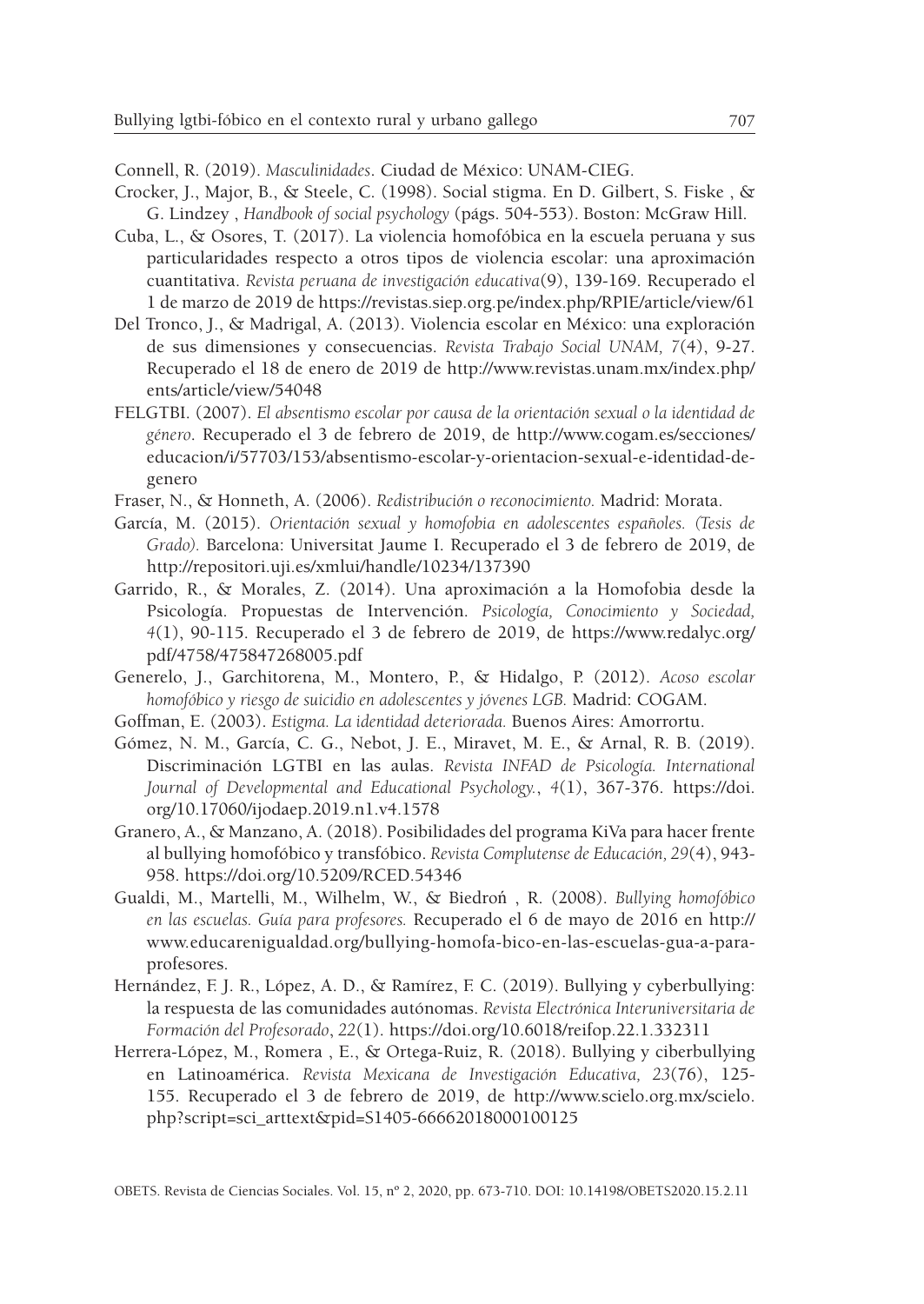Connell, R. (2019). *Masculinidades*. Ciudad de México: UNAM-CIEG.

Crocker, J., Major, B., & Steele, C. (1998). Social stigma. En D. Gilbert, S. Fiske , & G. Lindzey , *Handbook of social psychology* (págs. 504-553). Boston: McGraw Hill.

Cuba, L., & Osores, T. (2017). La violencia homofóbica en la escuela peruana y sus particularidades respecto a otros tipos de violencia escolar: una aproximación cuantitativa. *Revista peruana de investigación educativa*(9), 139-169. Recuperado el 1 de marzo de 2019 de https://revistas.siep.org.pe/index.php/RPIE/article/view/61

Del Tronco, J., & Madrigal, A. (2013). Violencia escolar en México: una exploración de sus dimensiones y consecuencias. *Revista Trabajo Social UNAM, 7*(4), 9-27. Recuperado el 18 de enero de 2019 de http://www.revistas.unam.mx/index.php/ents/article/view/54048

FELGTBI. (2007). *El absentismo escolar por causa de la orientación sexual o la identidad de género*. Recuperado el 3 de febrero de 2019, de http://www.cogam.es/secciones/educacion/i/57703/153/absentismo-escolar-y-orientacion-sexual-e-identidad-de-genero

Fraser, N., & Honneth, A. (2006). *Redistribución o reconocimiento.* Madrid: Morata.

García, M. (2015). *Orientación sexual y homofobia en adolescentes españoles. (Tesis de Grado).* Barcelona: Universitat Jaume I. Recuperado el 3 de febrero de 2019, de http://repositori.uji.es/xmlui/handle/10234/137390

Garrido, R., & Morales, Z. (2014). Una aproximación a la Homofobia desde la Psicología. Propuestas de Intervención. *Psicología, Conocimiento y Sociedad, 4*(1), 90-115. Recuperado el 3 de febrero de 2019, de https://www.redalyc.org/pdf/4758/475847268005.pdf

Generelo, J., Garchitorena, M., Montero, P., & Hidalgo, P. (2012). *Acoso escolar homofóbico y riesgo de suicidio en adolescentes y jóvenes LGB.* Madrid: COGAM.

Goffman, E. (2003). *Estigma. La identidad deteriorada.* Buenos Aires: Amorrortu.

Gómez, N. M., García, C. G., Nebot, J. E., Miravet, M. E., & Arnal, R. B. (2019). Discriminación LGTBI en las aulas. *Revista INFAD de Psicología. International Journal of Developmental and Educational Psychology.*, *4*(1), 367-376. https://doi.org/10.17060/ijodaep.2019.n1.v4.1578

Granero, A., & Manzano, A. (2018). Posibilidades del programa KiVa para hacer frente al bullying homofóbico y transfóbico. *Revista Complutense de Educación, 29*(4), 943-958. https://doi.org/10.5209/RCED.54346

Gualdi, M., Martelli, M., Wilhelm, W., & Biedroń , R. (2008). *Bullying homofóbico en las escuelas. Guía para profesores.* Recuperado el 6 de mayo de 2016 en http://www.educarenigualdad.org/bullying-homofa-bico-en-las-escuelas-gua-a-para-profesores.

Hernández, F. J. R., López, A. D., & Ramírez, F. C. (2019). Bullying y cyberbullying: la respuesta de las comunidades autónomas. *Revista Electrónica Interuniversitaria de Formación del Profesorado*, *22*(1). https://doi.org/10.6018/reifop.22.1.332311

Herrera-López, M., Romera , E., & Ortega-Ruiz, R. (2018). Bullying y ciberbullying en Latinoamérica. *Revista Mexicana de Investigación Educativa, 23*(76), 125-155. Recuperado el 3 de febrero de 2019, de http://www.scielo.org.mx/scielo.php?script=sci_arttext&pid=S1405-66662018000100125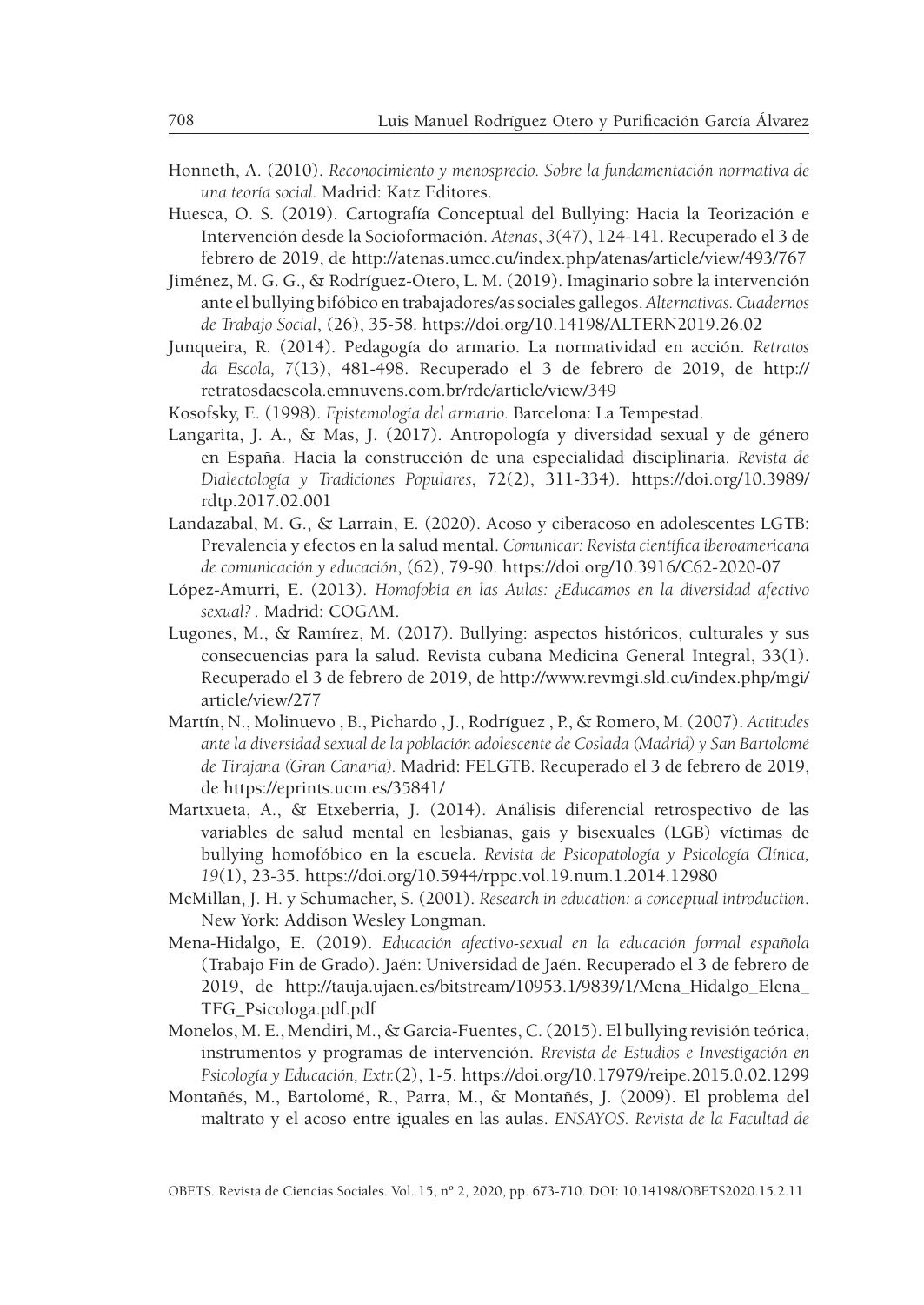Honneth, A. (2010). *Reconocimiento y menosprecio. Sobre la fundamentación normativa de una teoría social.* Madrid: Katz Editores.

Huesca, O. S. (2019). Cartografía Conceptual del Bullying: Hacia la Teorización e Intervención desde la Socioformación. *Atenas*, *3*(47), 124-141. Recuperado el 3 de febrero de 2019, de http://atenas.umcc.cu/index.php/atenas/article/view/493/767

Jiménez, M. G. G., & Rodríguez-Otero, L. M. (2019). Imaginario sobre la intervención ante el bullying bifóbico en trabajadores/as sociales gallegos. *Alternativas. Cuadernos de Trabajo Social*, (26), 35-58. https://doi.org/10.14198/ALTERN2019.26.02

Junqueira, R. (2014). Pedagogía do armario. La normatividad en acción. *Retratos da Escola, 7*(13), 481-498. Recuperado el 3 de febrero de 2019, de http://retratosdaescola.emnuvens.com.br/rde/article/view/349

Kosofsky, E. (1998). *Epistemología del armario.* Barcelona: La Tempestad.

Langarita, J. A., & Mas, J. (2017). Antropología y diversidad sexual y de género en España. Hacia la construcción de una especialidad disciplinaria. *Revista de Dialectología y Tradiciones Populares*, 72(2), 311-334). https://doi.org/10.3989/rdtp.2017.02.001

Landazabal, M. G., & Larrain, E. (2020). Acoso y ciberacoso en adolescentes LGTB: Prevalencia y efectos en la salud mental. *Comunicar: Revista científica iberoamericana de comunicación y educación*, (62), 79-90. https://doi.org/10.3916/C62-2020-07

López-Amurri, E. (2013). *Homofobia en las Aulas: ¿Educamos en la diversidad afectivo sexual? .* Madrid: COGAM.

Lugones, M., & Ramírez, M. (2017). Bullying: aspectos históricos, culturales y sus consecuencias para la salud. Revista cubana Medicina General Integral, 33(1). Recuperado el 3 de febrero de 2019, de http://www.revmgi.sld.cu/index.php/mgi/article/view/277

Martín, N., Molinuevo , B., Pichardo , J., Rodríguez , P., & Romero, M. (2007). *Actitudes ante la diversidad sexual de la población adolescente de Coslada (Madrid) y San Bartolomé de Tirajana (Gran Canaria).* Madrid: FELGTB. Recuperado el 3 de febrero de 2019, de https://eprints.ucm.es/35841/

Martxueta, A., & Etxeberria, J. (2014). Análisis diferencial retrospectivo de las variables de salud mental en lesbianas, gais y bisexuales (LGB) víctimas de bullying homofóbico en la escuela. *Revista de Psicopatología y Psicología Clínica, 19*(1), 23-35. https://doi.org/10.5944/rppc.vol.19.num.1.2014.12980

McMillan, J. H. y Schumacher, S. (2001). *Research in education: a conceptual introduction*. New York: Addison Wesley Longman.

Mena-Hidalgo, E. (2019). *Educación afectivo-sexual en la educación formal española* (Trabajo Fin de Grado). Jaén: Universidad de Jaén. Recuperado el 3 de febrero de 2019, de http://tauja.ujaen.es/bitstream/10953.1/9839/1/Mena_Hidalgo_Elena_TFG_Psicologa.pdf.pdf

Monelos, M. E., Mendiri, M., & Garcia-Fuentes, C. (2015). El bullying revisión teórica, instrumentos y programas de intervención. *Rrevista de Estudios e Investigación en Psicología y Educación, Extr.*(2), 1-5. https://doi.org/10.17979/reipe.2015.0.02.1299

Montañés, M., Bartolomé, R., Parra, M., & Montañés, J. (2009). El problema del maltrato y el acoso entre iguales en las aulas. *ENSAYOS. Revista de la Facultad de*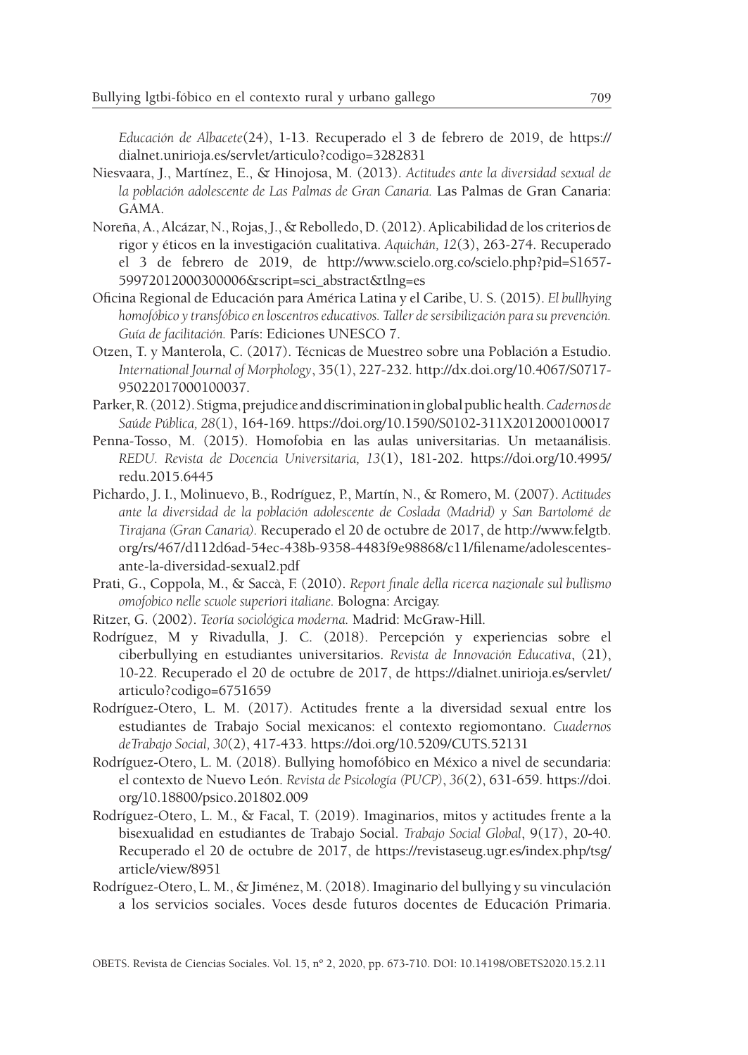*Educación de Albacete*(24), 1-13. Recuperado el 3 de febrero de 2019, de https://dialnet.unirioja.es/servlet/articulo?codigo=3282831

Niesvaara, J., Martínez, E., & Hinojosa, M. (2013). *Actitudes ante la diversidad sexual de la población adolescente de Las Palmas de Gran Canaria.* Las Palmas de Gran Canaria: GAMA.

Noreña, A., Alcázar, N., Rojas, J., & Rebolledo, D. (2012). Aplicabilidad de los criterios de rigor y éticos en la investigación cualitativa. *Aquichán, 12*(3), 263-274. Recuperado el 3 de febrero de 2019, de http://www.scielo.org.co/scielo.php?pid=S1657-59972012000300006&script=sci_abstract&tlng=es

Oficina Regional de Educación para América Latina y el Caribe, U. S. (2015). *El bullhying homofóbico y transfóbico en loscentros educativos. Taller de sersibilización para su prevención. Guía de facilitación.* París: Ediciones UNESCO 7.

Otzen, T. y Manterola, C. (2017). Técnicas de Muestreo sobre una Población a Estudio. *International Journal of Morphology*, 35(1), 227-232. http://dx.doi.org/10.4067/S0717-95022017000100037.

Parker, R. (2012). Stigma, prejudice and discrimination in global public health. *Cadernos de Saúde Pública, 28*(1), 164-169. https://doi.org/10.1590/S0102-311X2012000100017

Penna-Tosso, M. (2015). Homofobia en las aulas universitarias. Un metaanálisis. *REDU. Revista de Docencia Universitaria, 13*(1), 181-202. https://doi.org/10.4995/redu.2015.6445

Pichardo, J. I., Molinuevo, B., Rodríguez, P., Martín, N., & Romero, M. (2007). *Actitudes ante la diversidad de la población adolescente de Coslada (Madrid) y San Bartolomé de Tirajana (Gran Canaria).* Recuperado el 20 de octubre de 2017, de http://www.felgtb.org/rs/467/d112d6ad-54ec-438b-9358-4483f9e98868/c11/filename/adolescentes-ante-la-diversidad-sexual2.pdf

Prati, G., Coppola, M., & Saccà, F. (2010). *Report finale della ricerca nazionale sul bullismo omofobico nelle scuole superiori italiane.* Bologna: Arcigay.

Ritzer, G. (2002). *Teoría sociológica moderna.* Madrid: McGraw-Hill.

Rodríguez, M y Rivadulla, J. C. (2018). Percepción y experiencias sobre el ciberbullying en estudiantes universitarios. *Revista de Innovación Educativa*, (21), 10-22. Recuperado el 20 de octubre de 2017, de https://dialnet.unirioja.es/servlet/articulo?codigo=6751659

Rodríguez-Otero, L. M. (2017). Actitudes frente a la diversidad sexual entre los estudiantes de Trabajo Social mexicanos: el contexto regiomontano. *Cuadernos deTrabajo Social, 30*(2), 417-433. https://doi.org/10.5209/CUTS.52131

Rodríguez-Otero, L. M. (2018). Bullying homofóbico en México a nivel de secundaria: el contexto de Nuevo León. *Revista de Psicología (PUCP)*, *36*(2), 631-659. https://doi.org/10.18800/psico.201802.009

Rodríguez-Otero, L. M., & Facal, T. (2019). Imaginarios, mitos y actitudes frente a la bisexualidad en estudiantes de Trabajo Social. *Trabajo Social Global*, 9(17), 20-40. Recuperado el 20 de octubre de 2017, de https://revistaseug.ugr.es/index.php/tsg/article/view/8951

Rodríguez-Otero, L. M., & Jiménez, M. (2018). Imaginario del bullying y su vinculación a los servicios sociales. Voces desde futuros docentes de Educación Primaria.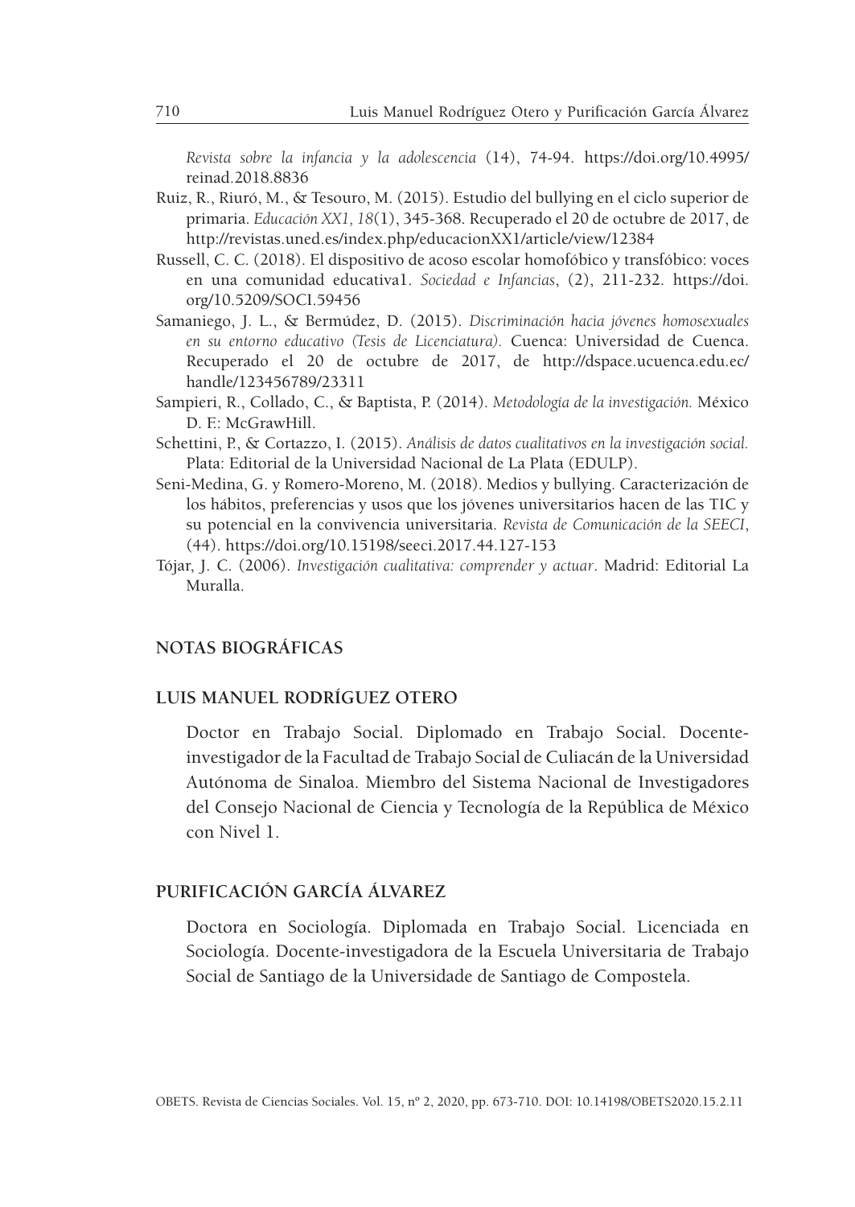*Revista sobre la infancia y la adolescencia* (14), 74-94. https://doi.org/10.4995/reinad.2018.8836

Ruiz, R., Riuró, M., & Tesouro, M. (2015). Estudio del bullying en el ciclo superior de primaria. *Educación XX1, 18*(1), 345-368. Recuperado el 20 de octubre de 2017, de http://revistas.uned.es/index.php/educacionXX1/article/view/12384

Russell, C. C. (2018). El dispositivo de acoso escolar homofóbico y transfóbico: voces en una comunidad educativa1. *Sociedad e Infancias*, (2), 211-232. https://doi.org/10.5209/SOCI.59456

Samaniego, J. L., & Bermúdez, D. (2015). *Discriminación hacia jóvenes homosexuales en su entorno educativo (Tesis de Licenciatura).* Cuenca: Universidad de Cuenca. Recuperado el 20 de octubre de 2017, de http://dspace.ucuenca.edu.ec/handle/123456789/23311

Sampieri, R., Collado, C., & Baptista, P. (2014). *Metodología de la investigación.* México D. F.: McGrawHill.

Schettini, P., & Cortazzo, I. (2015). *Análisis de datos cualitativos en la investigación social.* Plata: Editorial de la Universidad Nacional de La Plata (EDULP).

Seni-Medina, G. y Romero-Moreno, M. (2018). Medios y bullying. Caracterización de los hábitos, preferencias y usos que los jóvenes universitarios hacen de las TIC y su potencial en la convivencia universitaria. *Revista de Comunicación de la SEECI*, (44). https://doi.org/10.15198/seeci.2017.44.127-153

Tójar, J. C. (2006). *Investigación cualitativa: comprender y actuar*. Madrid: Editorial La Muralla.

## NOTAS BIOGRÁFICAS

### LUIS MANUEL RODRÍGUEZ OTERO

Doctor en Trabajo Social. Diplomado en Trabajo Social. Docente-investigador de la Facultad de Trabajo Social de Culiacán de la Universidad Autónoma de Sinaloa. Miembro del Sistema Nacional de Investigadores del Consejo Nacional de Ciencia y Tecnología de la República de México con Nivel 1.

### PURIFICACIÓN GARCÍA ÁLVAREZ

Doctora en Sociología. Diplomada en Trabajo Social. Licenciada en Sociología. Docente-investigadora de la Escuela Universitaria de Trabajo Social de Santiago de la Universidade de Santiago de Compostela.